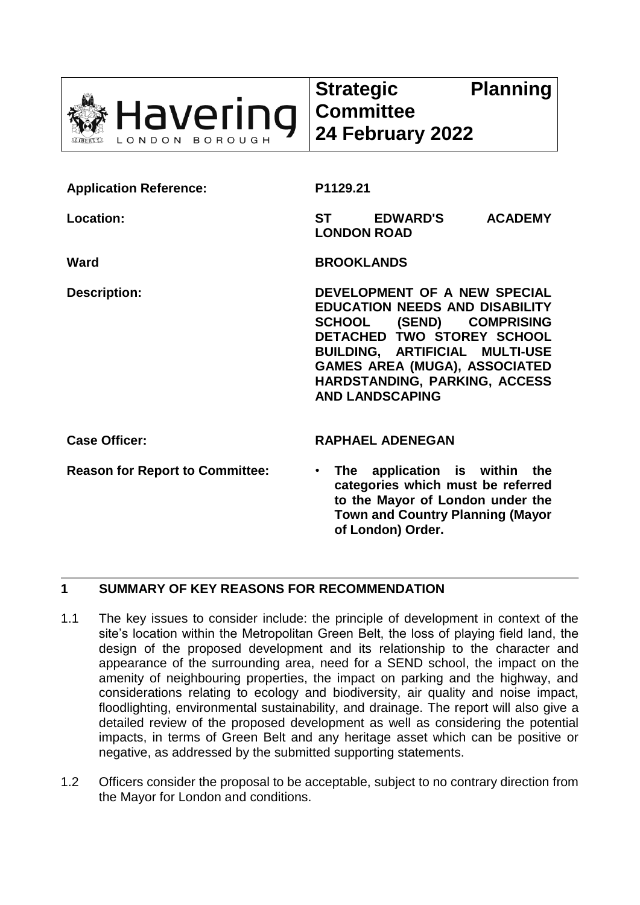Havering LONDON BOROUGH

# Strategic Planning Committee 24 February 2022

| | |
|---|---|
| **Application Reference:** | **P1129.21** |
| **Location:** | **ST EDWARD'S ACADEMY LONDON ROAD** |
| **Ward** | **BROOKLANDS** |
| **Description:** | **DEVELOPMENT OF A NEW SPECIAL EDUCATION NEEDS AND DISABILITY SCHOOL (SEND) COMPRISING DETACHED TWO STOREY SCHOOL BUILDING, ARTIFICIAL MULTI-USE GAMES AREA (MUGA), ASSOCIATED HARDSTANDING, PARKING, ACCESS AND LANDSCAPING** |
| **Case Officer:** | **RAPHAEL ADENEGAN** |
| **Reason for Report to Committee:** | • **The application is within the categories which must be referred to the Mayor of London under the Town and Country Planning (Mayor of London) Order.** |

## 1 SUMMARY OF KEY REASONS FOR RECOMMENDATION

1.1 The key issues to consider include: the principle of development in context of the site's location within the Metropolitan Green Belt, the loss of playing field land, the design of the proposed development and its relationship to the character and appearance of the surrounding area, need for a SEND school, the impact on the amenity of neighbouring properties, the impact on parking and the highway, and considerations relating to ecology and biodiversity, air quality and noise impact, floodlighting, environmental sustainability, and drainage. The report will also give a detailed review of the proposed development as well as considering the potential impacts, in terms of Green Belt and any heritage asset which can be positive or negative, as addressed by the submitted supporting statements.

1.2 Officers consider the proposal to be acceptable, subject to no contrary direction from the Mayor for London and conditions.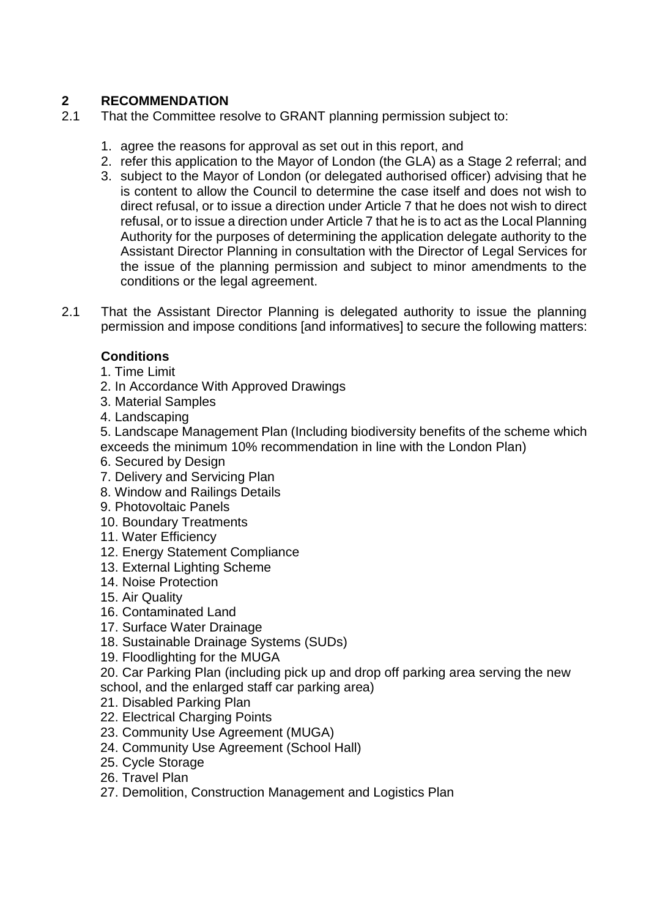## 2 RECOMMENDATION

2.1 That the Committee resolve to GRANT planning permission subject to:

1. agree the reasons for approval as set out in this report, and
2. refer this application to the Mayor of London (the GLA) as a Stage 2 referral; and
3. subject to the Mayor of London (or delegated authorised officer) advising that he is content to allow the Council to determine the case itself and does not wish to direct refusal, or to issue a direction under Article 7 that he does not wish to direct refusal, or to issue a direction under Article 7 that he is to act as the Local Planning Authority for the purposes of determining the application delegate authority to the Assistant Director Planning in consultation with the Director of Legal Services for the issue of the planning permission and subject to minor amendments to the conditions or the legal agreement.

2.1 That the Assistant Director Planning is delegated authority to issue the planning permission and impose conditions [and informatives] to secure the following matters:

**Conditions**

1. Time Limit
2. In Accordance With Approved Drawings
3. Material Samples
4. Landscaping
5. Landscape Management Plan (Including biodiversity benefits of the scheme which exceeds the minimum 10% recommendation in line with the London Plan)
6. Secured by Design
7. Delivery and Servicing Plan
8. Window and Railings Details
9. Photovoltaic Panels
10. Boundary Treatments
11. Water Efficiency
12. Energy Statement Compliance
13. External Lighting Scheme
14. Noise Protection
15. Air Quality
16. Contaminated Land
17. Surface Water Drainage
18. Sustainable Drainage Systems (SUDs)
19. Floodlighting for the MUGA
20. Car Parking Plan (including pick up and drop off parking area serving the new school, and the enlarged staff car parking area)
21. Disabled Parking Plan
22. Electrical Charging Points
23. Community Use Agreement (MUGA)
24. Community Use Agreement (School Hall)
25. Cycle Storage
26. Travel Plan
27. Demolition, Construction Management and Logistics Plan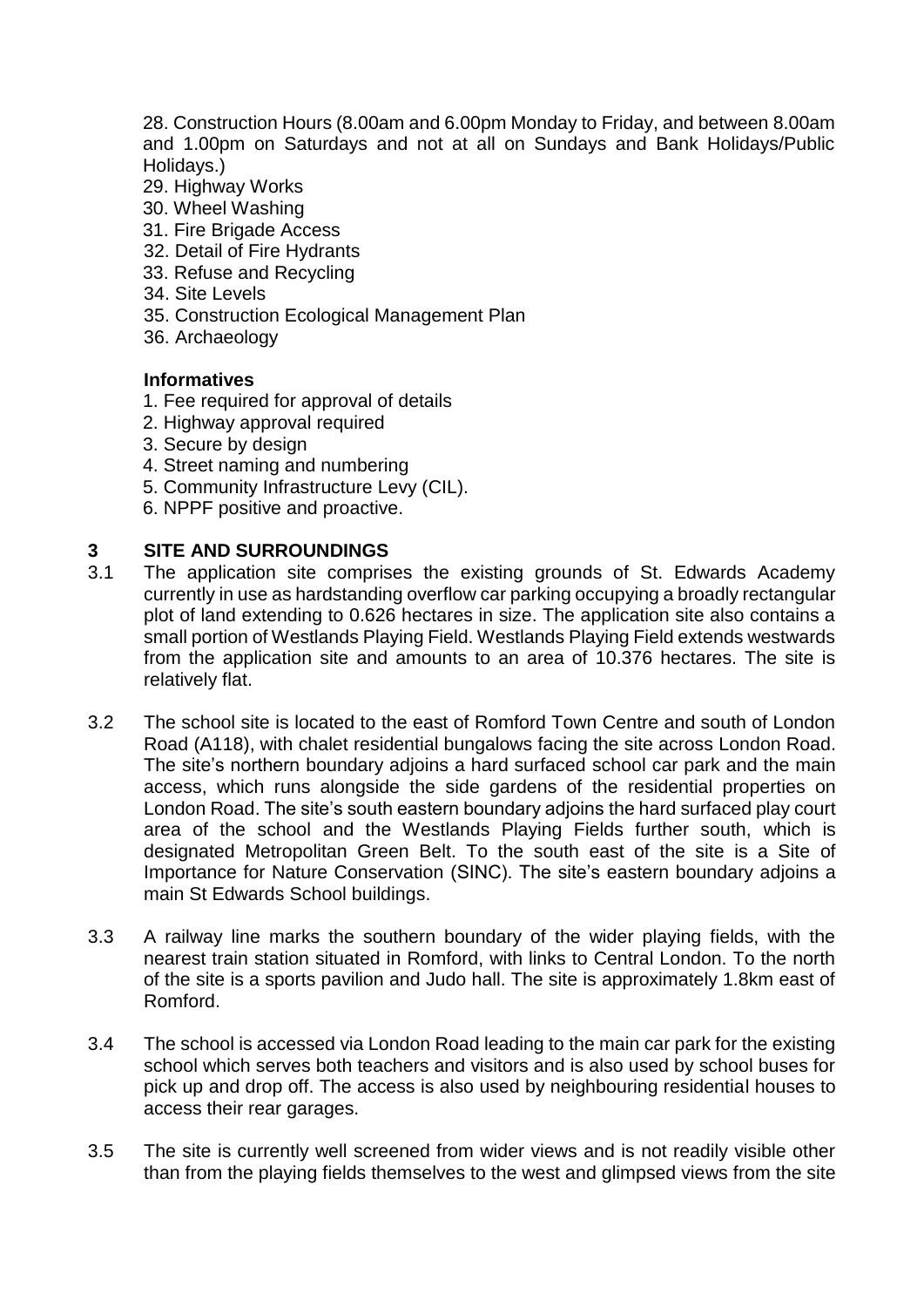28. Construction Hours (8.00am and 6.00pm Monday to Friday, and between 8.00am and 1.00pm on Saturdays and not at all on Sundays and Bank Holidays/Public Holidays.)
29. Highway Works
30. Wheel Washing
31. Fire Brigade Access
32. Detail of Fire Hydrants
33. Refuse and Recycling
34. Site Levels
35. Construction Ecological Management Plan
36. Archaeology

**Informatives**

1. Fee required for approval of details
2. Highway approval required
3. Secure by design
4. Street naming and numbering
5. Community Infrastructure Levy (CIL).
6. NPPF positive and proactive.

## 3 SITE AND SURROUNDINGS

3.1 The application site comprises the existing grounds of St. Edwards Academy currently in use as hardstanding overflow car parking occupying a broadly rectangular plot of land extending to 0.626 hectares in size. The application site also contains a small portion of Westlands Playing Field. Westlands Playing Field extends westwards from the application site and amounts to an area of 10.376 hectares. The site is relatively flat.

3.2 The school site is located to the east of Romford Town Centre and south of London Road (A118), with chalet residential bungalows facing the site across London Road. The site's northern boundary adjoins a hard surfaced school car park and the main access, which runs alongside the side gardens of the residential properties on London Road. The site's south eastern boundary adjoins the hard surfaced play court area of the school and the Westlands Playing Fields further south, which is designated Metropolitan Green Belt. To the south east of the site is a Site of Importance for Nature Conservation (SINC). The site's eastern boundary adjoins a main St Edwards School buildings.

3.3 A railway line marks the southern boundary of the wider playing fields, with the nearest train station situated in Romford, with links to Central London. To the north of the site is a sports pavilion and Judo hall. The site is approximately 1.8km east of Romford.

3.4 The school is accessed via London Road leading to the main car park for the existing school which serves both teachers and visitors and is also used by school buses for pick up and drop off. The access is also used by neighbouring residential houses to access their rear garages.

3.5 The site is currently well screened from wider views and is not readily visible other than from the playing fields themselves to the west and glimpsed views from the site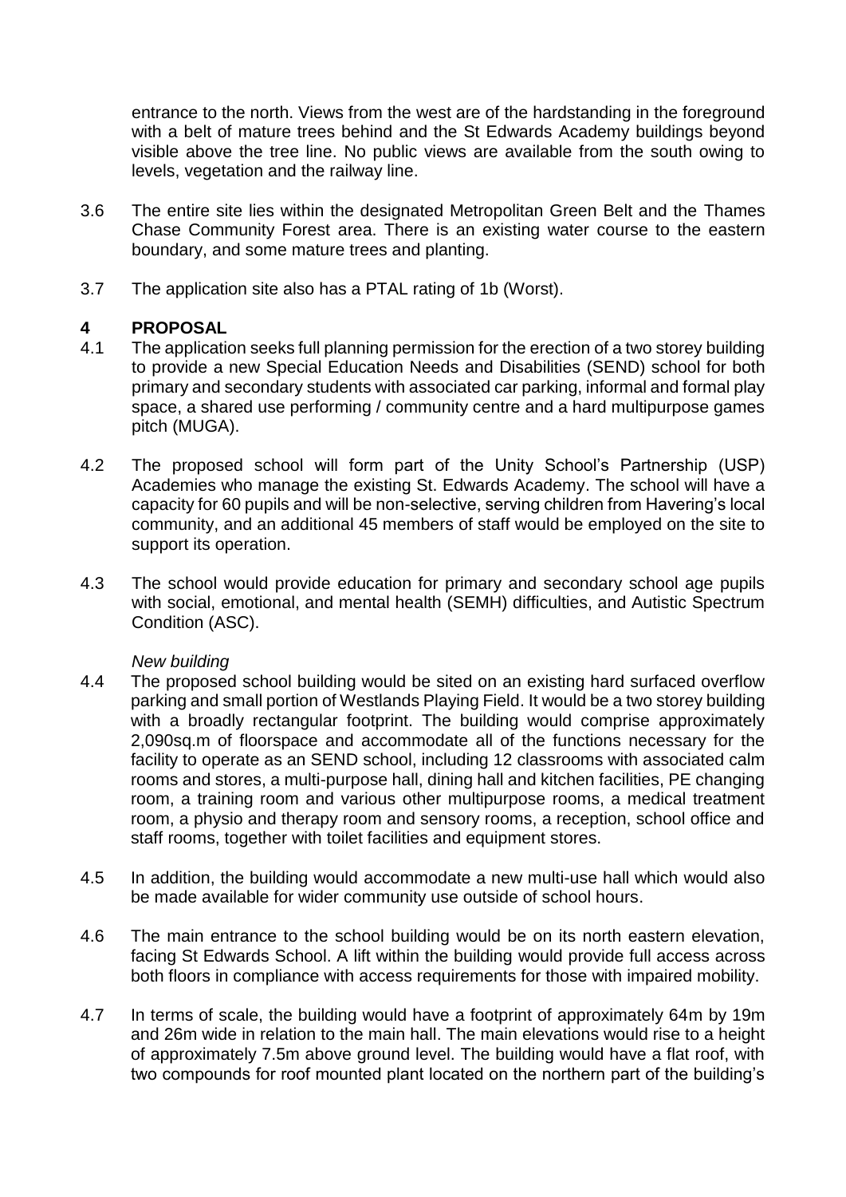entrance to the north. Views from the west are of the hardstanding in the foreground with a belt of mature trees behind and the St Edwards Academy buildings beyond visible above the tree line. No public views are available from the south owing to levels, vegetation and the railway line.

3.6 The entire site lies within the designated Metropolitan Green Belt and the Thames Chase Community Forest area. There is an existing water course to the eastern boundary, and some mature trees and planting.

3.7 The application site also has a PTAL rating of 1b (Worst).

## 4 PROPOSAL

4.1 The application seeks full planning permission for the erection of a two storey building to provide a new Special Education Needs and Disabilities (SEND) school for both primary and secondary students with associated car parking, informal and formal play space, a shared use performing / community centre and a hard multipurpose games pitch (MUGA).

4.2 The proposed school will form part of the Unity School's Partnership (USP) Academies who manage the existing St. Edwards Academy. The school will have a capacity for 60 pupils and will be non-selective, serving children from Havering's local community, and an additional 45 members of staff would be employed on the site to support its operation.

4.3 The school would provide education for primary and secondary school age pupils with social, emotional, and mental health (SEMH) difficulties, and Autistic Spectrum Condition (ASC).

*New building*

4.4 The proposed school building would be sited on an existing hard surfaced overflow parking and small portion of Westlands Playing Field. It would be a two storey building with a broadly rectangular footprint. The building would comprise approximately 2,090sq.m of floorspace and accommodate all of the functions necessary for the facility to operate as an SEND school, including 12 classrooms with associated calm rooms and stores, a multi-purpose hall, dining hall and kitchen facilities, PE changing room, a training room and various other multipurpose rooms, a medical treatment room, a physio and therapy room and sensory rooms, a reception, school office and staff rooms, together with toilet facilities and equipment stores.

4.5 In addition, the building would accommodate a new multi-use hall which would also be made available for wider community use outside of school hours.

4.6 The main entrance to the school building would be on its north eastern elevation, facing St Edwards School. A lift within the building would provide full access across both floors in compliance with access requirements for those with impaired mobility.

4.7 In terms of scale, the building would have a footprint of approximately 64m by 19m and 26m wide in relation to the main hall. The main elevations would rise to a height of approximately 7.5m above ground level. The building would have a flat roof, with two compounds for roof mounted plant located on the northern part of the building's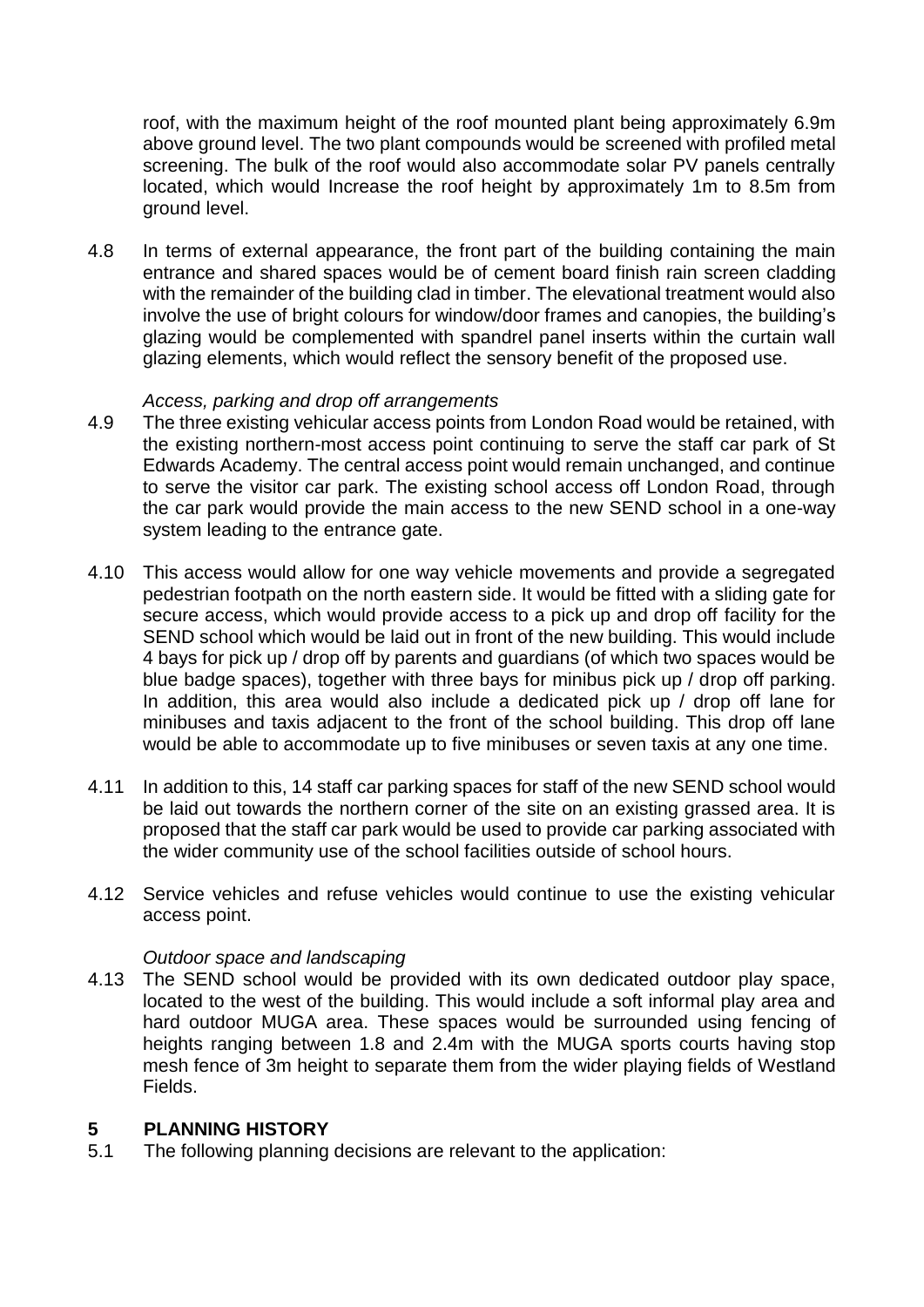roof, with the maximum height of the roof mounted plant being approximately 6.9m above ground level. The two plant compounds would be screened with profiled metal screening. The bulk of the roof would also accommodate solar PV panels centrally located, which would Increase the roof height by approximately 1m to 8.5m from ground level.

4.8 In terms of external appearance, the front part of the building containing the main entrance and shared spaces would be of cement board finish rain screen cladding with the remainder of the building clad in timber. The elevational treatment would also involve the use of bright colours for window/door frames and canopies, the building's glazing would be complemented with spandrel panel inserts within the curtain wall glazing elements, which would reflect the sensory benefit of the proposed use.

*Access, parking and drop off arrangements*

4.9 The three existing vehicular access points from London Road would be retained, with the existing northern-most access point continuing to serve the staff car park of St Edwards Academy. The central access point would remain unchanged, and continue to serve the visitor car park. The existing school access off London Road, through the car park would provide the main access to the new SEND school in a one-way system leading to the entrance gate.

4.10 This access would allow for one way vehicle movements and provide a segregated pedestrian footpath on the north eastern side. It would be fitted with a sliding gate for secure access, which would provide access to a pick up and drop off facility for the SEND school which would be laid out in front of the new building. This would include 4 bays for pick up / drop off by parents and guardians (of which two spaces would be blue badge spaces), together with three bays for minibus pick up / drop off parking. In addition, this area would also include a dedicated pick up / drop off lane for minibuses and taxis adjacent to the front of the school building. This drop off lane would be able to accommodate up to five minibuses or seven taxis at any one time.

4.11 In addition to this, 14 staff car parking spaces for staff of the new SEND school would be laid out towards the northern corner of the site on an existing grassed area. It is proposed that the staff car park would be used to provide car parking associated with the wider community use of the school facilities outside of school hours.

4.12 Service vehicles and refuse vehicles would continue to use the existing vehicular access point.

*Outdoor space and landscaping*

4.13 The SEND school would be provided with its own dedicated outdoor play space, located to the west of the building. This would include a soft informal play area and hard outdoor MUGA area. These spaces would be surrounded using fencing of heights ranging between 1.8 and 2.4m with the MUGA sports courts having stop mesh fence of 3m height to separate them from the wider playing fields of Westland Fields.

## 5 PLANNING HISTORY

5.1 The following planning decisions are relevant to the application: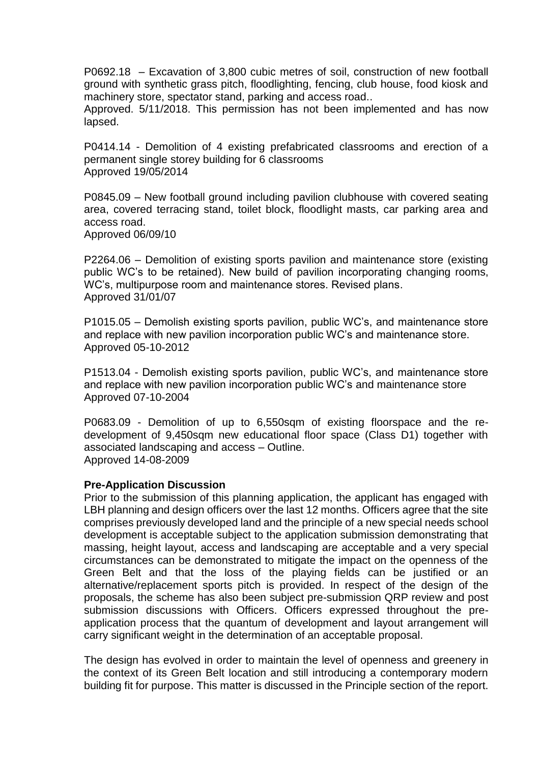P0692.18 – Excavation of 3,800 cubic metres of soil, construction of new football ground with synthetic grass pitch, floodlighting, fencing, club house, food kiosk and machinery store, spectator stand, parking and access road..
Approved. 5/11/2018. This permission has not been implemented and has now lapsed.

P0414.14 - Demolition of 4 existing prefabricated classrooms and erection of a permanent single storey building for 6 classrooms
Approved 19/05/2014

P0845.09 – New football ground including pavilion clubhouse with covered seating area, covered terracing stand, toilet block, floodlight masts, car parking area and access road.
Approved 06/09/10

P2264.06 – Demolition of existing sports pavilion and maintenance store (existing public WC's to be retained). New build of pavilion incorporating changing rooms, WC's, multipurpose room and maintenance stores. Revised plans.
Approved 31/01/07

P1015.05 – Demolish existing sports pavilion, public WC's, and maintenance store and replace with new pavilion incorporation public WC's and maintenance store.
Approved 05-10-2012

P1513.04 - Demolish existing sports pavilion, public WC's, and maintenance store and replace with new pavilion incorporation public WC's and maintenance store
Approved 07-10-2004

P0683.09 - Demolition of up to 6,550sqm of existing floorspace and the re-development of 9,450sqm new educational floor space (Class D1) together with associated landscaping and access – Outline.
Approved 14-08-2009

**Pre-Application Discussion**

Prior to the submission of this planning application, the applicant has engaged with LBH planning and design officers over the last 12 months. Officers agree that the site comprises previously developed land and the principle of a new special needs school development is acceptable subject to the application submission demonstrating that massing, height layout, access and landscaping are acceptable and a very special circumstances can be demonstrated to mitigate the impact on the openness of the Green Belt and that the loss of the playing fields can be justified or an alternative/replacement sports pitch is provided. In respect of the design of the proposals, the scheme has also been subject pre-submission QRP review and post submission discussions with Officers. Officers expressed throughout the pre-application process that the quantum of development and layout arrangement will carry significant weight in the determination of an acceptable proposal.

The design has evolved in order to maintain the level of openness and greenery in the context of its Green Belt location and still introducing a contemporary modern building fit for purpose. This matter is discussed in the Principle section of the report.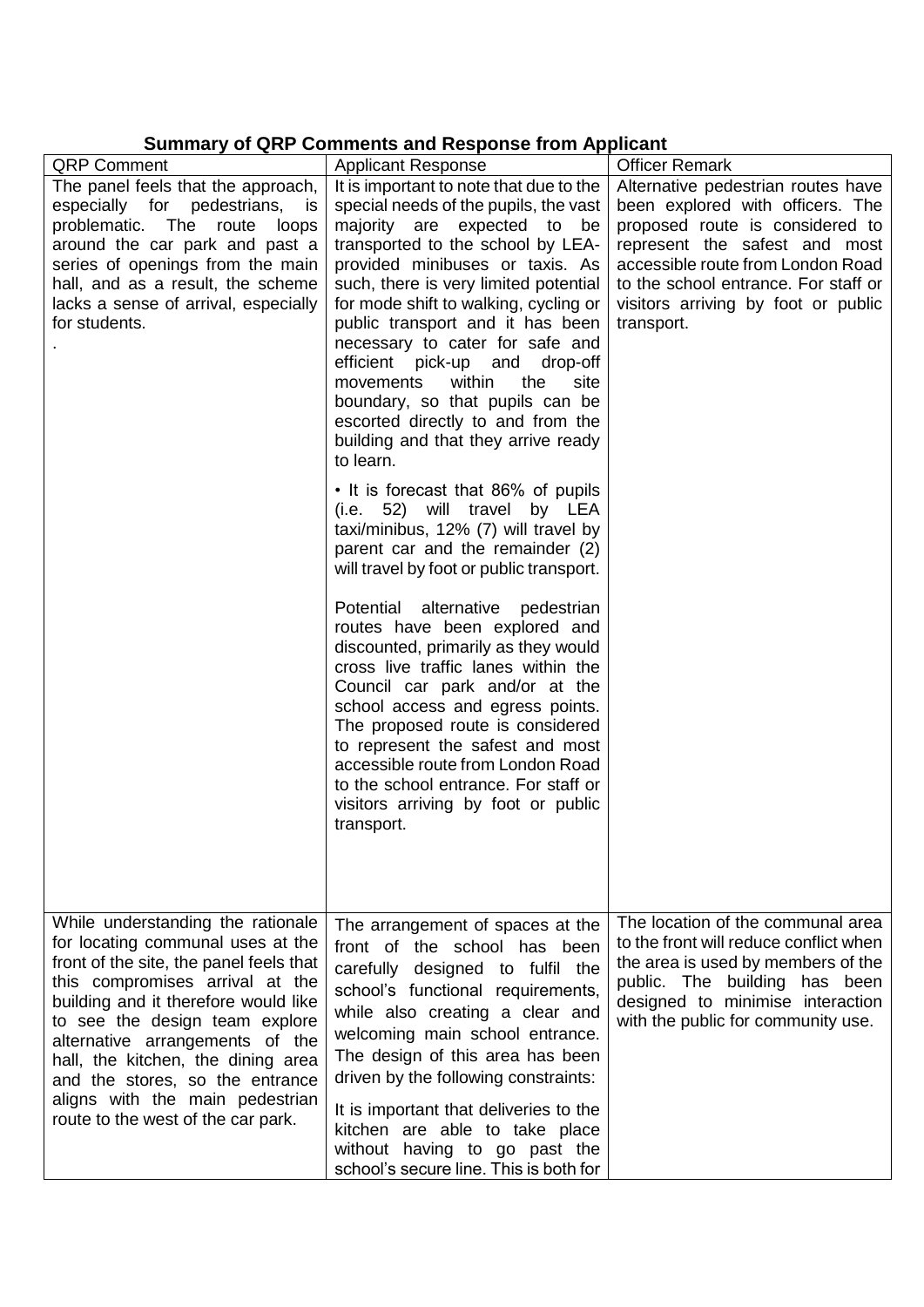**Summary of QRP Comments and Response from Applicant**

| QRP Comment | Applicant Response | Officer Remark |
|---|---|---|
| The panel feels that the approach, especially for pedestrians, is problematic. The route loops around the car park and past a series of openings from the main hall, and as a result, the scheme lacks a sense of arrival, especially for students.<br>. | It is important to note that due to the special needs of the pupils, the vast majority are expected to be transported to the school by LEA-provided minibuses or taxis. As such, there is very limited potential for mode shift to walking, cycling or public transport and it has been necessary to cater for safe and efficient pick-up and drop-off movements within the site boundary, so that pupils can be escorted directly to and from the building and that they arrive ready to learn.<br><br>• It is forecast that 86% of pupils (i.e. 52) will travel by LEA taxi/minibus, 12% (7) will travel by parent car and the remainder (2) will travel by foot or public transport.<br><br>Potential alternative pedestrian routes have been explored and discounted, primarily as they would cross live traffic lanes within the Council car park and/or at the school access and egress points. The proposed route is considered to represent the safest and most accessible route from London Road to the school entrance. For staff or visitors arriving by foot or public transport. | Alternative pedestrian routes have been explored with officers. The proposed route is considered to represent the safest and most accessible route from London Road to the school entrance. For staff or visitors arriving by foot or public transport. |
| While understanding the rationale for locating communal uses at the front of the site, the panel feels that this compromises arrival at the building and it therefore would like to see the design team explore alternative arrangements of the hall, the kitchen, the dining area and the stores, so the entrance aligns with the main pedestrian route to the west of the car park. | The arrangement of spaces at the front of the school has been carefully designed to fulfil the school's functional requirements, while also creating a clear and welcoming main school entrance. The design of this area has been driven by the following constraints:<br><br>It is important that deliveries to the kitchen are able to take place without having to go past the school's secure line. This is both for | The location of the communal area to the front will reduce conflict when the area is used by members of the public. The building has been designed to minimise interaction with the public for community use. |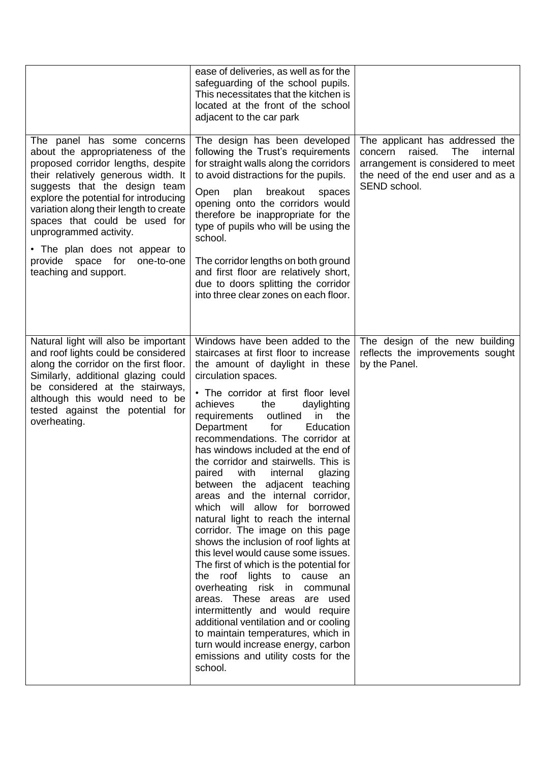| | | |
|---|---|---|
| | ease of deliveries, as well as for the safeguarding of the school pupils. This necessitates that the kitchen is located at the front of the school adjacent to the car park | |
| The panel has some concerns about the appropriateness of the proposed corridor lengths, despite their relatively generous width. It suggests that the design team explore the potential for introducing variation along their length to create spaces that could be used for unprogrammed activity.<br><br>• The plan does not appear to provide space for one-to-one teaching and support. | The design has been developed following the Trust's requirements for straight walls along the corridors to avoid distractions for the pupils.<br><br>Open plan breakout spaces opening onto the corridors would therefore be inappropriate for the type of pupils who will be using the school.<br><br>The corridor lengths on both ground and first floor are relatively short, due to doors splitting the corridor into three clear zones on each floor. | The applicant has addressed the concern raised. The internal arrangement is considered to meet the need of the end user and as a SEND school. |
| Natural light will also be important and roof lights could be considered along the corridor on the first floor. Similarly, additional glazing could be considered at the stairways, although this would need to be tested against the potential for overheating. | Windows have been added to the staircases at first floor to increase the amount of daylight in these circulation spaces.<br><br>• The corridor at first floor level achieves the daylighting requirements outlined in the Department for Education recommendations. The corridor at has windows included at the end of the corridor and stairwells. This is paired with internal glazing between the adjacent teaching areas and the internal corridor, which will allow for borrowed natural light to reach the internal corridor. The image on this page shows the inclusion of roof lights at this level would cause some issues. The first of which is the potential for the roof lights to cause an overheating risk in communal areas. These areas are used intermittently and would require additional ventilation and or cooling to maintain temperatures, which in turn would increase energy, carbon emissions and utility costs for the school. | The design of the new building reflects the improvements sought by the Panel. |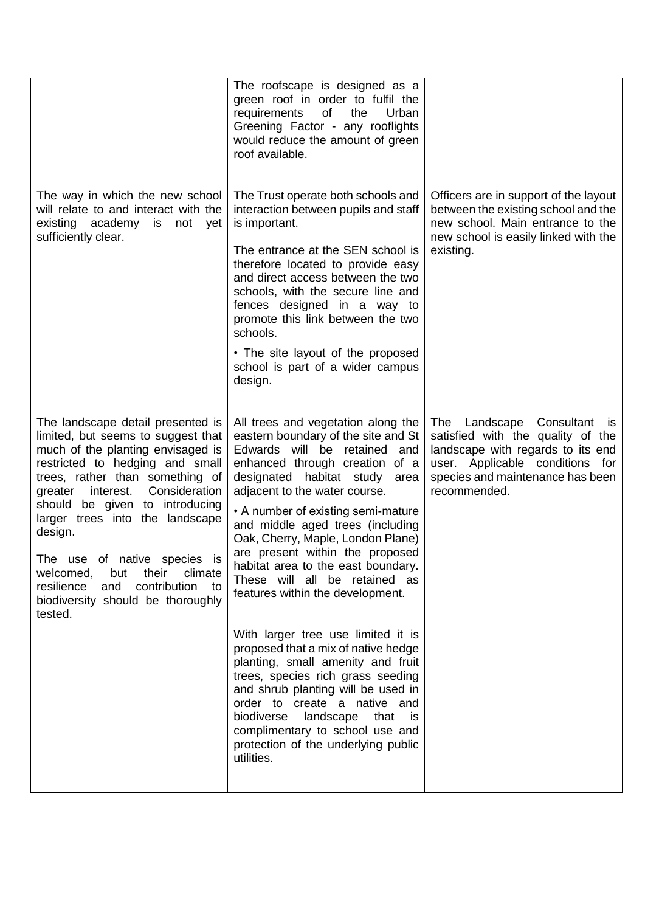| | | |
|---|---|---|
| | The roofscape is designed as a green roof in order to fulfil the requirements of the Urban Greening Factor - any rooflights would reduce the amount of green roof available. | |
| The way in which the new school will relate to and interact with the existing academy is not yet sufficiently clear. | The Trust operate both schools and interaction between pupils and staff is important.<br><br>The entrance at the SEN school is therefore located to provide easy and direct access between the two schools, with the secure line and fences designed in a way to promote this link between the two schools.<br><br>• The site layout of the proposed school is part of a wider campus design. | Officers are in support of the layout between the existing school and the new school. Main entrance to the new school is easily linked with the existing. |
| The landscape detail presented is limited, but seems to suggest that much of the planting envisaged is restricted to hedging and small trees, rather than something of greater interest. Consideration should be given to introducing larger trees into the landscape design.<br><br>The use of native species is welcomed, but their climate resilience and contribution to biodiversity should be thoroughly tested. | All trees and vegetation along the eastern boundary of the site and St Edwards will be retained and enhanced through creation of a designated habitat study area adjacent to the water course.<br><br>• A number of existing semi-mature and middle aged trees (including Oak, Cherry, Maple, London Plane) are present within the proposed habitat area to the east boundary. These will all be retained as features within the development.<br><br>With larger tree use limited it is proposed that a mix of native hedge planting, small amenity and fruit trees, species rich grass seeding and shrub planting will be used in order to create a native and biodiverse landscape that is complimentary to school use and protection of the underlying public utilities. | The Landscape Consultant is satisfied with the quality of the landscape with regards to its end user. Applicable conditions for species and maintenance has been recommended. |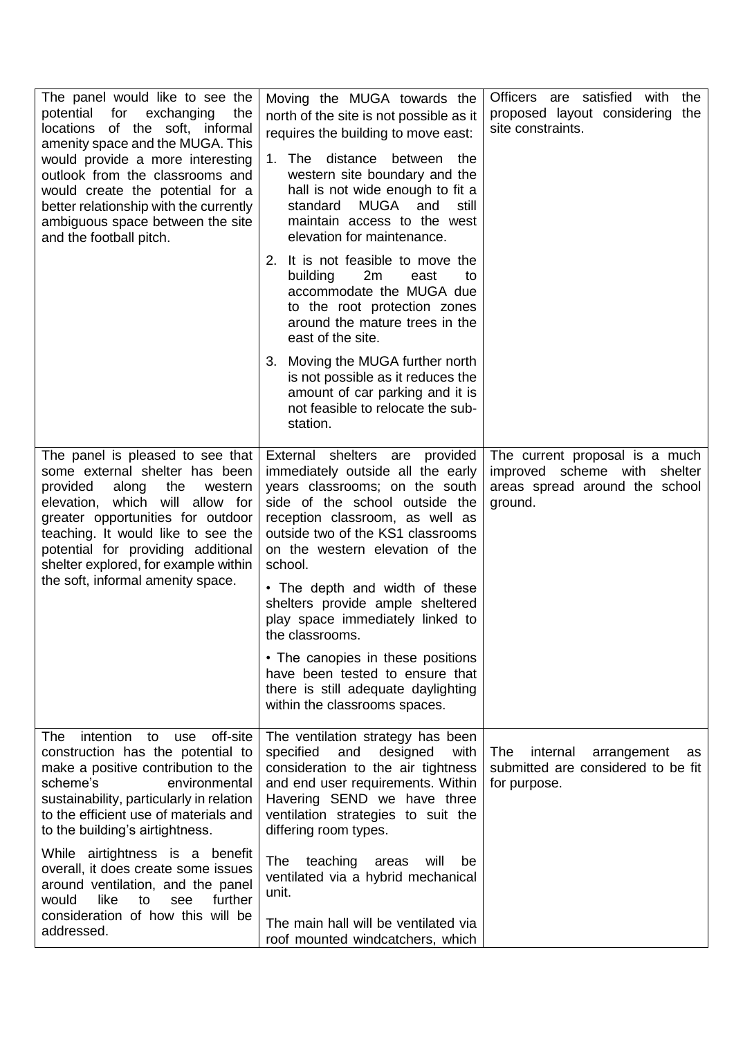| | | |
|---|---|---|
| The panel would like to see the potential for exchanging the locations of the soft, informal amenity space and the MUGA. This would provide a more interesting outlook from the classrooms and would create the potential for a better relationship with the currently ambiguous space between the site and the football pitch. | Moving the MUGA towards the north of the site is not possible as it requires the building to move east:<br>1. The distance between the western site boundary and the hall is not wide enough to fit a standard MUGA and still maintain access to the west elevation for maintenance.<br>2. It is not feasible to move the building 2m east to accommodate the MUGA due to the root protection zones around the mature trees in the east of the site.<br>3. Moving the MUGA further north is not possible as it reduces the amount of car parking and it is not feasible to relocate the sub-station. | Officers are satisfied with the proposed layout considering the site constraints. |
| The panel is pleased to see that some external shelter has been provided along the western elevation, which will allow for greater opportunities for outdoor teaching. It would like to see the potential for providing additional shelter explored, for example within the soft, informal amenity space. | External shelters are provided immediately outside all the early years classrooms; on the south side of the school outside the reception classroom, as well as outside two of the KS1 classrooms on the western elevation of the school.<br>• The depth and width of these shelters provide ample sheltered play space immediately linked to the classrooms.<br>• The canopies in these positions have been tested to ensure that there is still adequate daylighting within the classrooms spaces. | The current proposal is a much improved scheme with shelter areas spread around the school ground. |
| The intention to use off-site construction has the potential to make a positive contribution to the scheme's environmental sustainability, particularly in relation to the efficient use of materials and to the building's airtightness.<br>While airtightness is a benefit overall, it does create some issues around ventilation, and the panel would like to see further consideration of how this will be addressed. | The ventilation strategy has been specified and designed with consideration to the air tightness and end user requirements. Within Havering SEND we have three ventilation strategies to suit the differing room types.<br>The teaching areas will be ventilated via a hybrid mechanical unit.<br>The main hall will be ventilated via roof mounted windcatchers, which | The internal arrangement as submitted are considered to be fit for purpose. |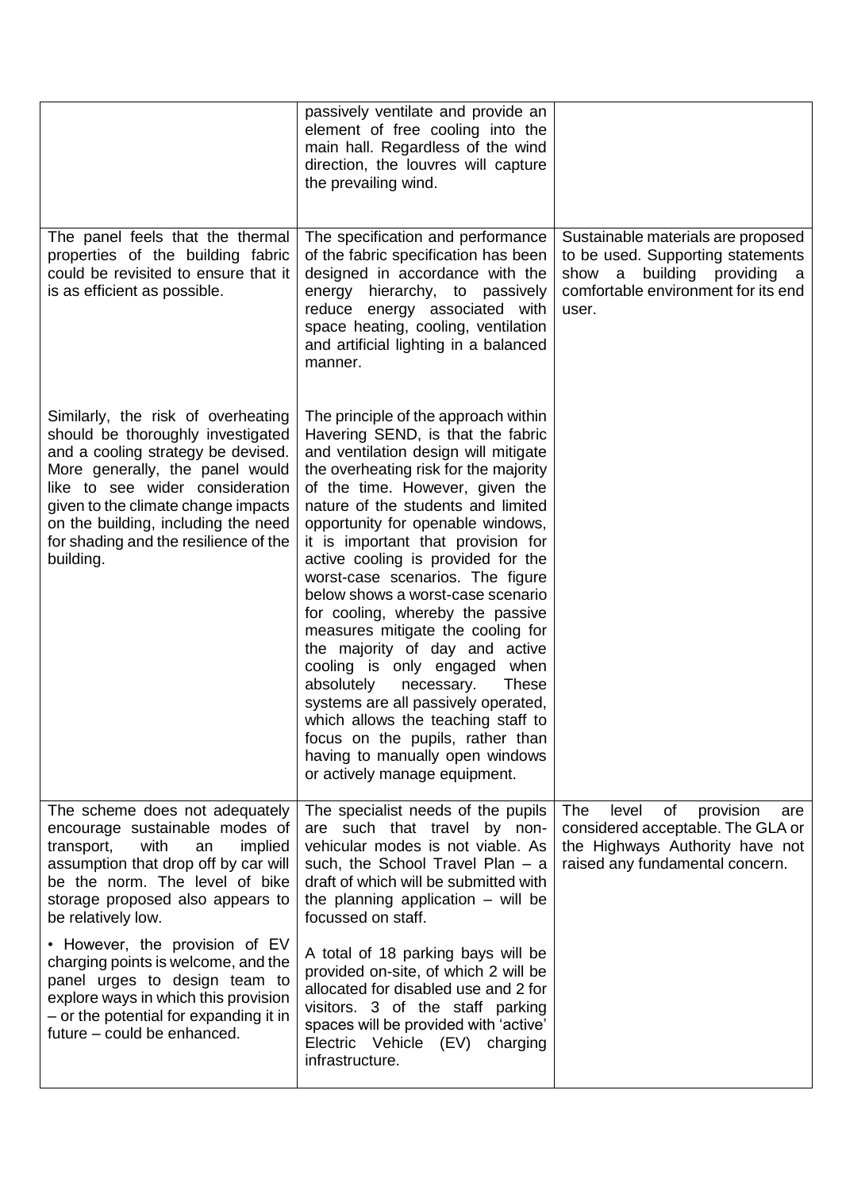| | | |
|---|---|---|
| | passively ventilate and provide an element of free cooling into the main hall. Regardless of the wind direction, the louvres will capture the prevailing wind. | |
| The panel feels that the thermal properties of the building fabric could be revisited to ensure that it is as efficient as possible.<br><br>Similarly, the risk of overheating should be thoroughly investigated and a cooling strategy be devised. More generally, the panel would like to see wider consideration given to the climate change impacts on the building, including the need for shading and the resilience of the building. | The specification and performance of the fabric specification has been designed in accordance with the energy hierarchy, to passively reduce energy associated with space heating, cooling, ventilation and artificial lighting in a balanced manner.<br><br>The principle of the approach within Havering SEND, is that the fabric and ventilation design will mitigate the overheating risk for the majority of the time. However, given the nature of the students and limited opportunity for openable windows, it is important that provision for active cooling is provided for the worst-case scenarios. The figure below shows a worst-case scenario for cooling, whereby the passive measures mitigate the cooling for the majority of day and active cooling is only engaged when absolutely necessary. These systems are all passively operated, which allows the teaching staff to focus on the pupils, rather than having to manually open windows or actively manage equipment. | Sustainable materials are proposed to be used. Supporting statements show a building providing a comfortable environment for its end user. |
| The scheme does not adequately encourage sustainable modes of transport, with an implied assumption that drop off by car will be the norm. The level of bike storage proposed also appears to be relatively low.<br><br>• However, the provision of EV charging points is welcome, and the panel urges to design team to explore ways in which this provision – or the potential for expanding it in future – could be enhanced. | The specialist needs of the pupils are such that travel by non-vehicular modes is not viable. As such, the School Travel Plan – a draft of which will be submitted with the planning application – will be focussed on staff.<br><br>A total of 18 parking bays will be provided on-site, of which 2 will be allocated for disabled use and 2 for visitors. 3 of the staff parking spaces will be provided with 'active' Electric Vehicle (EV) charging infrastructure. | The level of provision are considered acceptable. The GLA or the Highways Authority have not raised any fundamental concern. |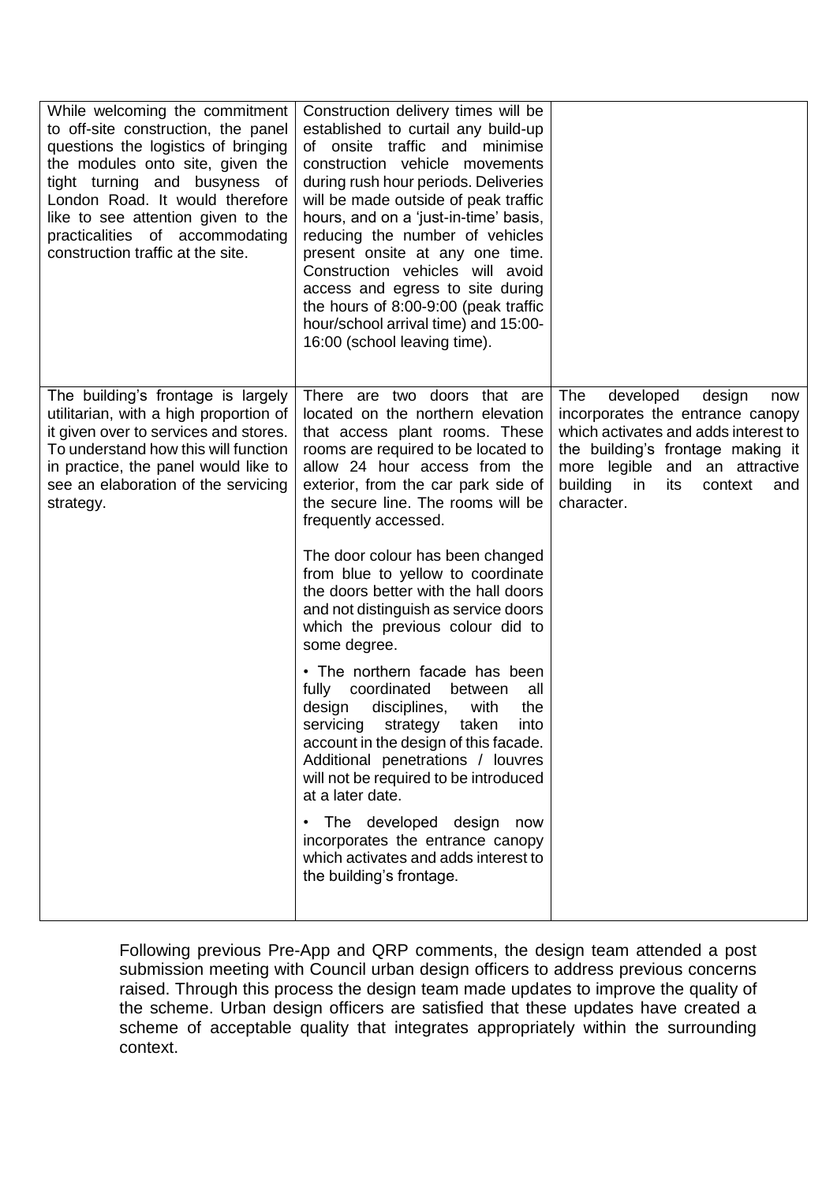| | | |
|---|---|---|
| While welcoming the commitment to off-site construction, the panel questions the logistics of bringing the modules onto site, given the tight turning and busyness of London Road. It would therefore like to see attention given to the practicalities of accommodating construction traffic at the site. | Construction delivery times will be established to curtail any build-up of onsite traffic and minimise construction vehicle movements during rush hour periods. Deliveries will be made outside of peak traffic hours, and on a 'just-in-time' basis, reducing the number of vehicles present onsite at any one time. Construction vehicles will avoid access and egress to site during the hours of 8:00-9:00 (peak traffic hour/school arrival time) and 15:00-16:00 (school leaving time). | |
| The building's frontage is largely utilitarian, with a high proportion of it given over to services and stores. To understand how this will function in practice, the panel would like to see an elaboration of the servicing strategy. | There are two doors that are located on the northern elevation that access plant rooms. These rooms are required to be located to allow 24 hour access from the exterior, from the car park side of the secure line. The rooms will be frequently accessed.<br><br>The door colour has been changed from blue to yellow to coordinate the doors better with the hall doors and not distinguish as service doors which the previous colour did to some degree.<br><br>• The northern facade has been fully coordinated between all design disciplines, with the servicing strategy taken into account in the design of this facade. Additional penetrations / louvres will not be required to be introduced at a later date.<br><br>• The developed design now incorporates the entrance canopy which activates and adds interest to the building's frontage. | The developed design now incorporates the entrance canopy which activates and adds interest to the building's frontage making it more legible and an attractive building in its context and character. |

Following previous Pre-App and QRP comments, the design team attended a post submission meeting with Council urban design officers to address previous concerns raised. Through this process the design team made updates to improve the quality of the scheme. Urban design officers are satisfied that these updates have created a scheme of acceptable quality that integrates appropriately within the surrounding context.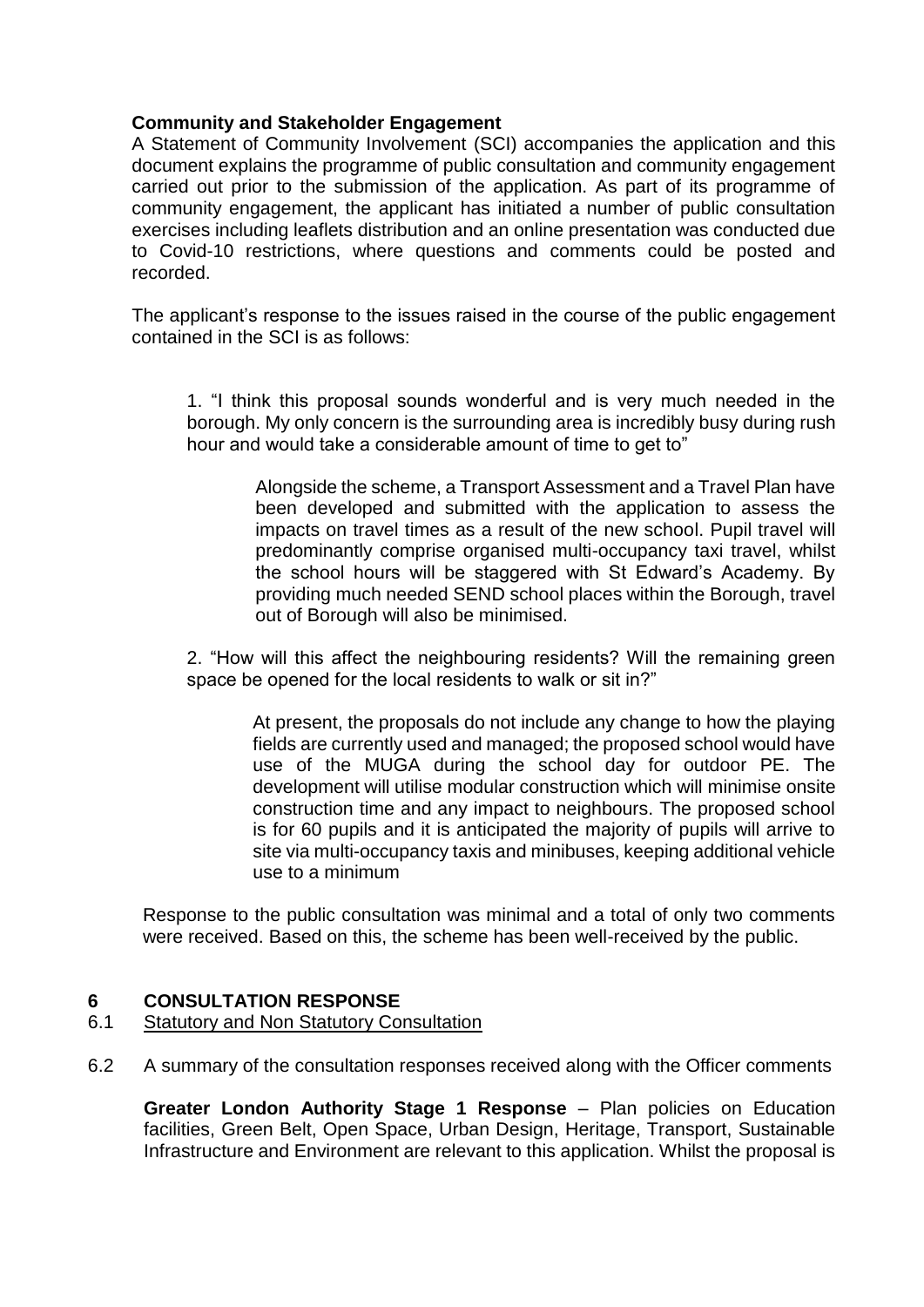**Community and Stakeholder Engagement**

A Statement of Community Involvement (SCI) accompanies the application and this document explains the programme of public consultation and community engagement carried out prior to the submission of the application. As part of its programme of community engagement, the applicant has initiated a number of public consultation exercises including leaflets distribution and an online presentation was conducted due to Covid-10 restrictions, where questions and comments could be posted and recorded.

The applicant's response to the issues raised in the course of the public engagement contained in the SCI is as follows:

> 1. "I think this proposal sounds wonderful and is very much needed in the borough. My only concern is the surrounding area is incredibly busy during rush hour and would take a considerable amount of time to get to"
>
> > Alongside the scheme, a Transport Assessment and a Travel Plan have been developed and submitted with the application to assess the impacts on travel times as a result of the new school. Pupil travel will predominantly comprise organised multi-occupancy taxi travel, whilst the school hours will be staggered with St Edward's Academy. By providing much needed SEND school places within the Borough, travel out of Borough will also be minimised.
>
> 2. "How will this affect the neighbouring residents? Will the remaining green space be opened for the local residents to walk or sit in?"
>
> > At present, the proposals do not include any change to how the playing fields are currently used and managed; the proposed school would have use of the MUGA during the school day for outdoor PE. The development will utilise modular construction which will minimise onsite construction time and any impact to neighbours. The proposed school is for 60 pupils and it is anticipated the majority of pupils will arrive to site via multi-occupancy taxis and minibuses, keeping additional vehicle use to a minimum

Response to the public consultation was minimal and a total of only two comments were received. Based on this, the scheme has been well-received by the public.

## 6 CONSULTATION RESPONSE

6.1 Statutory and Non Statutory Consultation

6.2 A summary of the consultation responses received along with the Officer comments

**Greater London Authority Stage 1 Response** – Plan policies on Education facilities, Green Belt, Open Space, Urban Design, Heritage, Transport, Sustainable Infrastructure and Environment are relevant to this application. Whilst the proposal is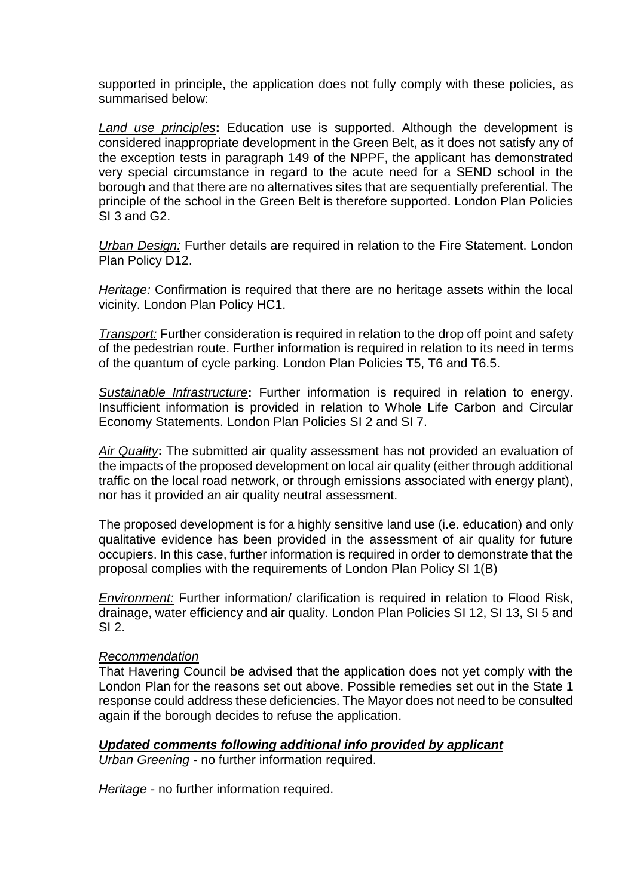supported in principle, the application does not fully comply with these policies, as summarised below:

*Land use principles*: Education use is supported. Although the development is considered inappropriate development in the Green Belt, as it does not satisfy any of the exception tests in paragraph 149 of the NPPF, the applicant has demonstrated very special circumstance in regard to the acute need for a SEND school in the borough and that there are no alternatives sites that are sequentially preferential. The principle of the school in the Green Belt is therefore supported. London Plan Policies SI 3 and G2.

*Urban Design:* Further details are required in relation to the Fire Statement. London Plan Policy D12.

*Heritage:* Confirmation is required that there are no heritage assets within the local vicinity. London Plan Policy HC1.

*Transport:* Further consideration is required in relation to the drop off point and safety of the pedestrian route. Further information is required in relation to its need in terms of the quantum of cycle parking. London Plan Policies T5, T6 and T6.5.

*Sustainable Infrastructure*: Further information is required in relation to energy. Insufficient information is provided in relation to Whole Life Carbon and Circular Economy Statements. London Plan Policies SI 2 and SI 7.

*Air Quality*: The submitted air quality assessment has not provided an evaluation of the impacts of the proposed development on local air quality (either through additional traffic on the local road network, or through emissions associated with energy plant), nor has it provided an air quality neutral assessment.

The proposed development is for a highly sensitive land use (i.e. education) and only qualitative evidence has been provided in the assessment of air quality for future occupiers. In this case, further information is required in order to demonstrate that the proposal complies with the requirements of London Plan Policy SI 1(B)

*Environment:* Further information/ clarification is required in relation to Flood Risk, drainage, water efficiency and air quality. London Plan Policies SI 12, SI 13, SI 5 and SI 2.

*Recommendation*

That Havering Council be advised that the application does not yet comply with the London Plan for the reasons set out above. Possible remedies set out in the State 1 response could address these deficiencies. The Mayor does not need to be consulted again if the borough decides to refuse the application.

***Updated comments following additional info provided by applicant***

*Urban Greening* - no further information required.

*Heritage* - no further information required.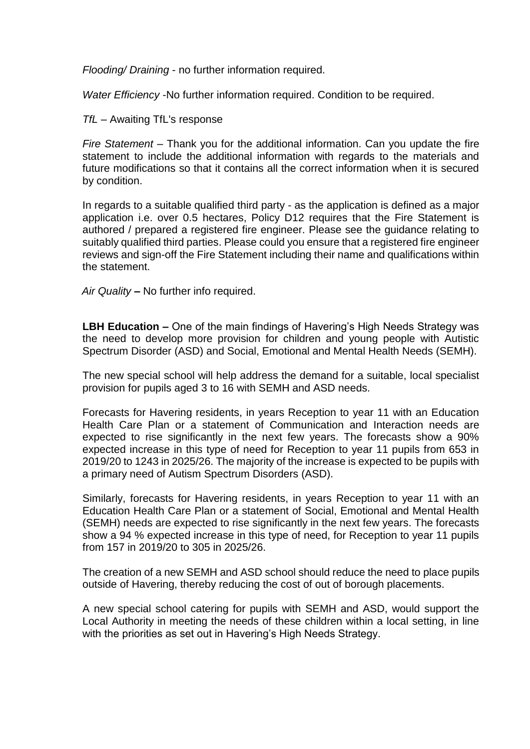*Flooding/ Draining* - no further information required.

*Water Efficiency* -No further information required. Condition to be required.

*TfL* – Awaiting TfL's response

*Fire Statement* – Thank you for the additional information. Can you update the fire statement to include the additional information with regards to the materials and future modifications so that it contains all the correct information when it is secured by condition.

In regards to a suitable qualified third party - as the application is defined as a major application i.e. over 0.5 hectares, Policy D12 requires that the Fire Statement is authored / prepared a registered fire engineer. Please see the guidance relating to suitably qualified third parties. Please could you ensure that a registered fire engineer reviews and sign-off the Fire Statement including their name and qualifications within the statement.

*Air Quality* **–** No further info required.

**LBH Education –** One of the main findings of Havering's High Needs Strategy was the need to develop more provision for children and young people with Autistic Spectrum Disorder (ASD) and Social, Emotional and Mental Health Needs (SEMH).

The new special school will help address the demand for a suitable, local specialist provision for pupils aged 3 to 16 with SEMH and ASD needs.

Forecasts for Havering residents, in years Reception to year 11 with an Education Health Care Plan or a statement of Communication and Interaction needs are expected to rise significantly in the next few years. The forecasts show a 90% expected increase in this type of need for Reception to year 11 pupils from 653 in 2019/20 to 1243 in 2025/26. The majority of the increase is expected to be pupils with a primary need of Autism Spectrum Disorders (ASD).

Similarly, forecasts for Havering residents, in years Reception to year 11 with an Education Health Care Plan or a statement of Social, Emotional and Mental Health (SEMH) needs are expected to rise significantly in the next few years. The forecasts show a 94 % expected increase in this type of need, for Reception to year 11 pupils from 157 in 2019/20 to 305 in 2025/26.

The creation of a new SEMH and ASD school should reduce the need to place pupils outside of Havering, thereby reducing the cost of out of borough placements.

A new special school catering for pupils with SEMH and ASD, would support the Local Authority in meeting the needs of these children within a local setting, in line with the priorities as set out in Havering's High Needs Strategy.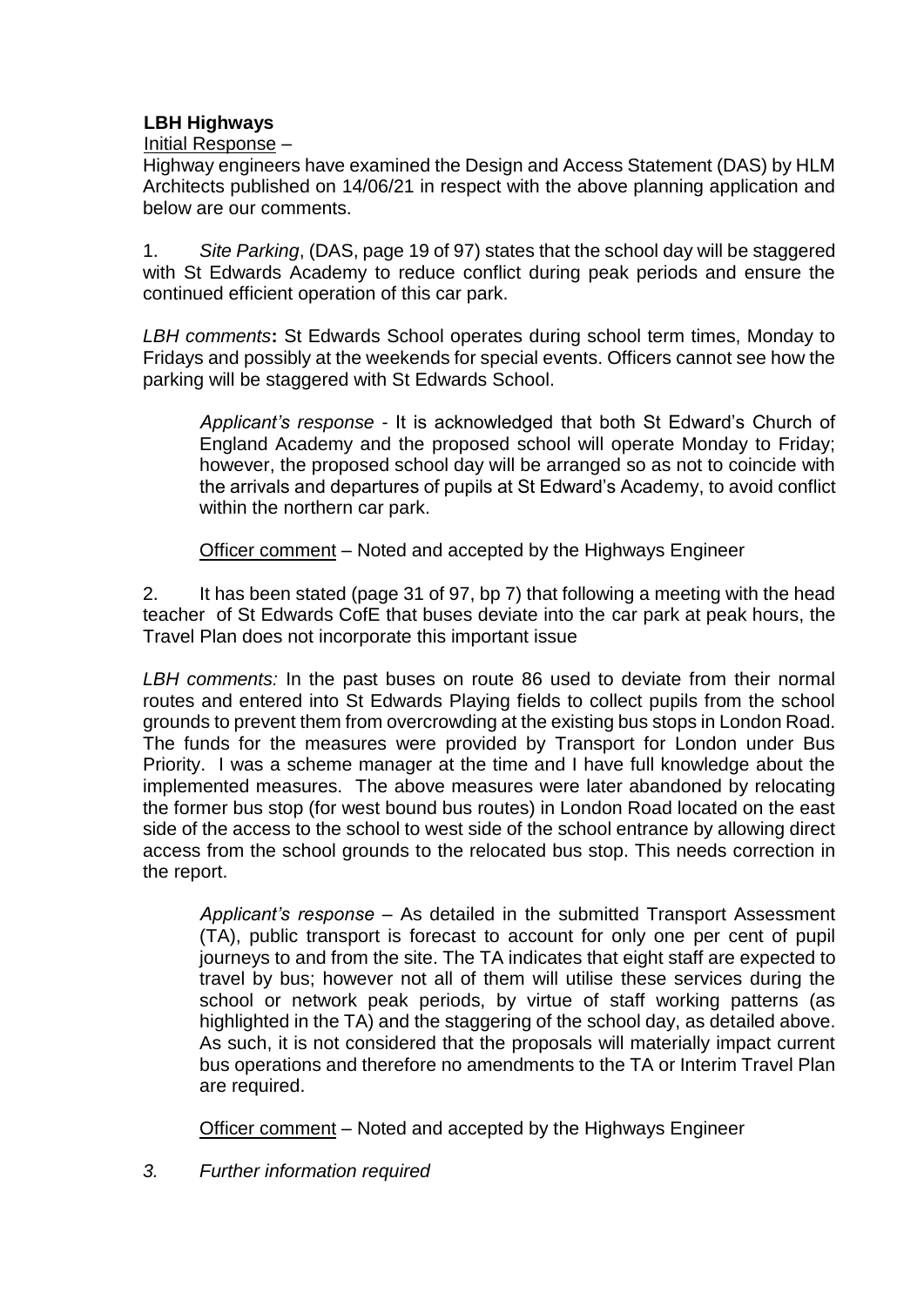**LBH Highways**

Initial Response –

Highway engineers have examined the Design and Access Statement (DAS) by HLM Architects published on 14/06/21 in respect with the above planning application and below are our comments.

1. *Site Parking*, (DAS, page 19 of 97) states that the school day will be staggered with St Edwards Academy to reduce conflict during peak periods and ensure the continued efficient operation of this car park.

*LBH comments***:** St Edwards School operates during school term times, Monday to Fridays and possibly at the weekends for special events. Officers cannot see how the parking will be staggered with St Edwards School.

> *Applicant's response* - It is acknowledged that both St Edward's Church of England Academy and the proposed school will operate Monday to Friday; however, the proposed school day will be arranged so as not to coincide with the arrivals and departures of pupils at St Edward's Academy, to avoid conflict within the northern car park.
>
> Officer comment – Noted and accepted by the Highways Engineer

2. It has been stated (page 31 of 97, bp 7) that following a meeting with the head teacher of St Edwards CofE that buses deviate into the car park at peak hours, the Travel Plan does not incorporate this important issue

*LBH comments:* In the past buses on route 86 used to deviate from their normal routes and entered into St Edwards Playing fields to collect pupils from the school grounds to prevent them from overcrowding at the existing bus stops in London Road. The funds for the measures were provided by Transport for London under Bus Priority. I was a scheme manager at the time and I have full knowledge about the implemented measures. The above measures were later abandoned by relocating the former bus stop (for west bound bus routes) in London Road located on the east side of the access to the school to west side of the school entrance by allowing direct access from the school grounds to the relocated bus stop. This needs correction in the report.

> *Applicant's response* – As detailed in the submitted Transport Assessment (TA), public transport is forecast to account for only one per cent of pupil journeys to and from the site. The TA indicates that eight staff are expected to travel by bus; however not all of them will utilise these services during the school or network peak periods, by virtue of staff working patterns (as highlighted in the TA) and the staggering of the school day, as detailed above. As such, it is not considered that the proposals will materially impact current bus operations and therefore no amendments to the TA or Interim Travel Plan are required.
>
> Officer comment – Noted and accepted by the Highways Engineer

3. *Further information required*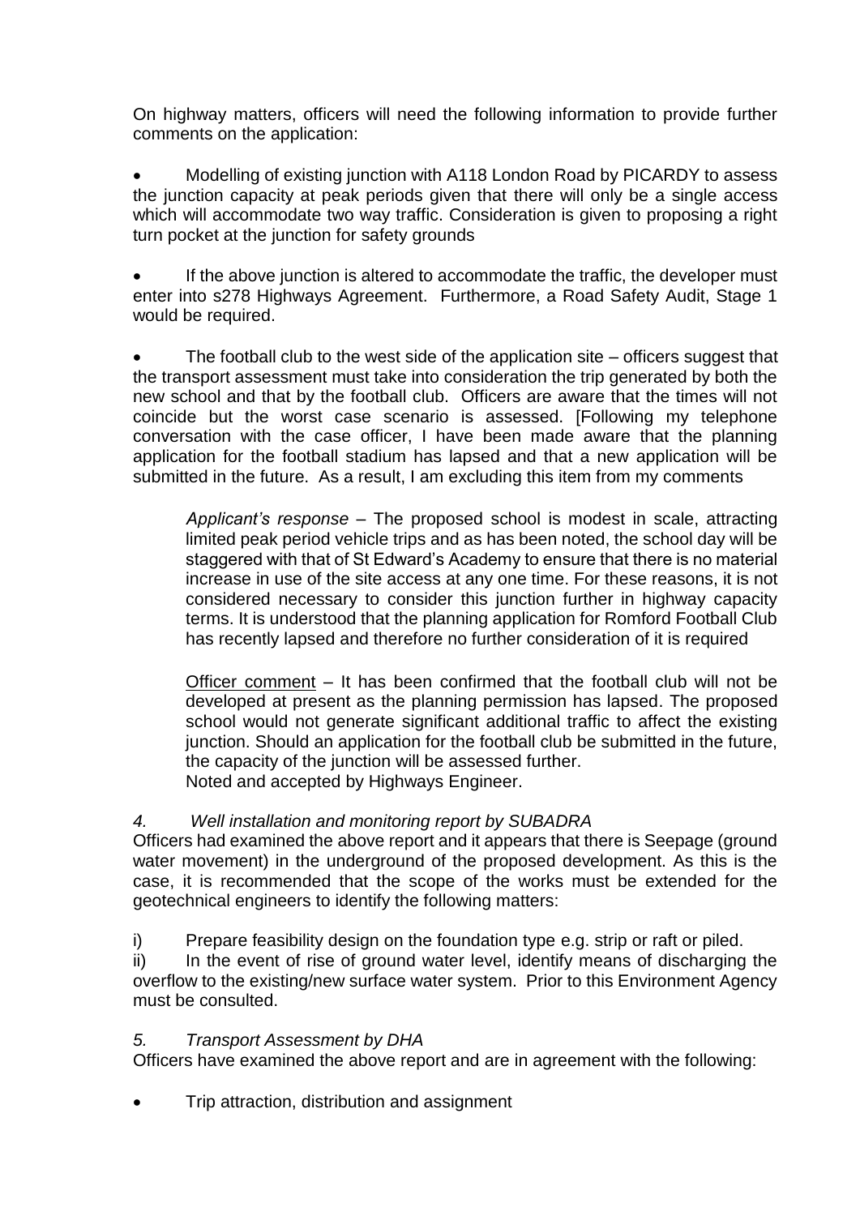On highway matters, officers will need the following information to provide further comments on the application:

- Modelling of existing junction with A118 London Road by PICARDY to assess the junction capacity at peak periods given that there will only be a single access which will accommodate two way traffic. Consideration is given to proposing a right turn pocket at the junction for safety grounds

- If the above junction is altered to accommodate the traffic, the developer must enter into s278 Highways Agreement. Furthermore, a Road Safety Audit, Stage 1 would be required.

- The football club to the west side of the application site – officers suggest that the transport assessment must take into consideration the trip generated by both the new school and that by the football club. Officers are aware that the times will not coincide but the worst case scenario is assessed. [Following my telephone conversation with the case officer, I have been made aware that the planning application for the football stadium has lapsed and that a new application will be submitted in the future. As a result, I am excluding this item from my comments

> *Applicant's response* – The proposed school is modest in scale, attracting limited peak period vehicle trips and as has been noted, the school day will be staggered with that of St Edward's Academy to ensure that there is no material increase in use of the site access at any one time. For these reasons, it is not considered necessary to consider this junction further in highway capacity terms. It is understood that the planning application for Romford Football Club has recently lapsed and therefore no further consideration of it is required
>
> <u>Officer comment</u> – It has been confirmed that the football club will not be developed at present as the planning permission has lapsed. The proposed school would not generate significant additional traffic to affect the existing junction. Should an application for the football club be submitted in the future, the capacity of the junction will be assessed further.
> Noted and accepted by Highways Engineer.

*4. Well installation and monitoring report by SUBADRA*

Officers had examined the above report and it appears that there is Seepage (ground water movement) in the underground of the proposed development. As this is the case, it is recommended that the scope of the works must be extended for the geotechnical engineers to identify the following matters:

i) Prepare feasibility design on the foundation type e.g. strip or raft or piled.

ii) In the event of rise of ground water level, identify means of discharging the overflow to the existing/new surface water system. Prior to this Environment Agency must be consulted.

*5. Transport Assessment by DHA*

Officers have examined the above report and are in agreement with the following:

- Trip attraction, distribution and assignment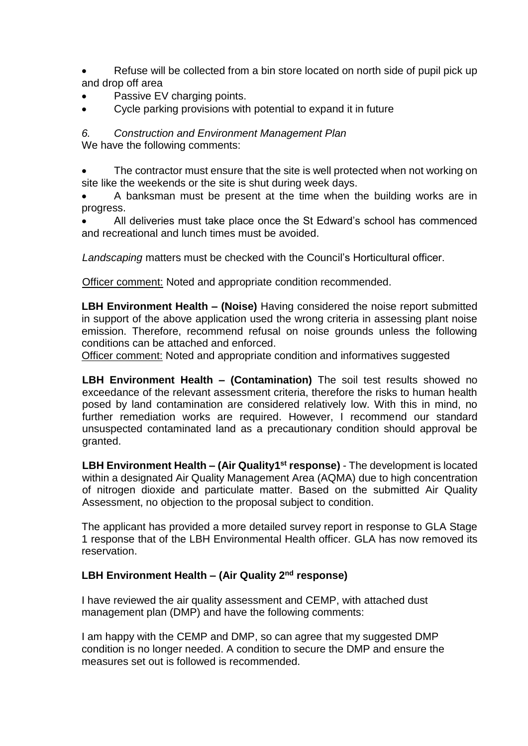- Refuse will be collected from a bin store located on north side of pupil pick up and drop off area
- Passive EV charging points.
- Cycle parking provisions with potential to expand it in future

*6. Construction and Environment Management Plan*

We have the following comments:

- The contractor must ensure that the site is well protected when not working on site like the weekends or the site is shut during week days.
- A banksman must be present at the time when the building works are in progress.
- All deliveries must take place once the St Edward's school has commenced and recreational and lunch times must be avoided.

*Landscaping* matters must be checked with the Council's Horticultural officer.

Officer comment: Noted and appropriate condition recommended.

**LBH Environment Health – (Noise)** Having considered the noise report submitted in support of the above application used the wrong criteria in assessing plant noise emission. Therefore, recommend refusal on noise grounds unless the following conditions can be attached and enforced.

Officer comment: Noted and appropriate condition and informatives suggested

**LBH Environment Health – (Contamination)** The soil test results showed no exceedance of the relevant assessment criteria, therefore the risks to human health posed by land contamination are considered relatively low. With this in mind, no further remediation works are required. However, I recommend our standard unsuspected contaminated land as a precautionary condition should approval be granted.

**LBH Environment Health – (Air Quality1st response)** - The development is located within a designated Air Quality Management Area (AQMA) due to high concentration of nitrogen dioxide and particulate matter. Based on the submitted Air Quality Assessment, no objection to the proposal subject to condition.

The applicant has provided a more detailed survey report in response to GLA Stage 1 response that of the LBH Environmental Health officer. GLA has now removed its reservation.

**LBH Environment Health – (Air Quality 2nd response)**

I have reviewed the air quality assessment and CEMP, with attached dust management plan (DMP) and have the following comments:

I am happy with the CEMP and DMP, so can agree that my suggested DMP condition is no longer needed. A condition to secure the DMP and ensure the measures set out is followed is recommended.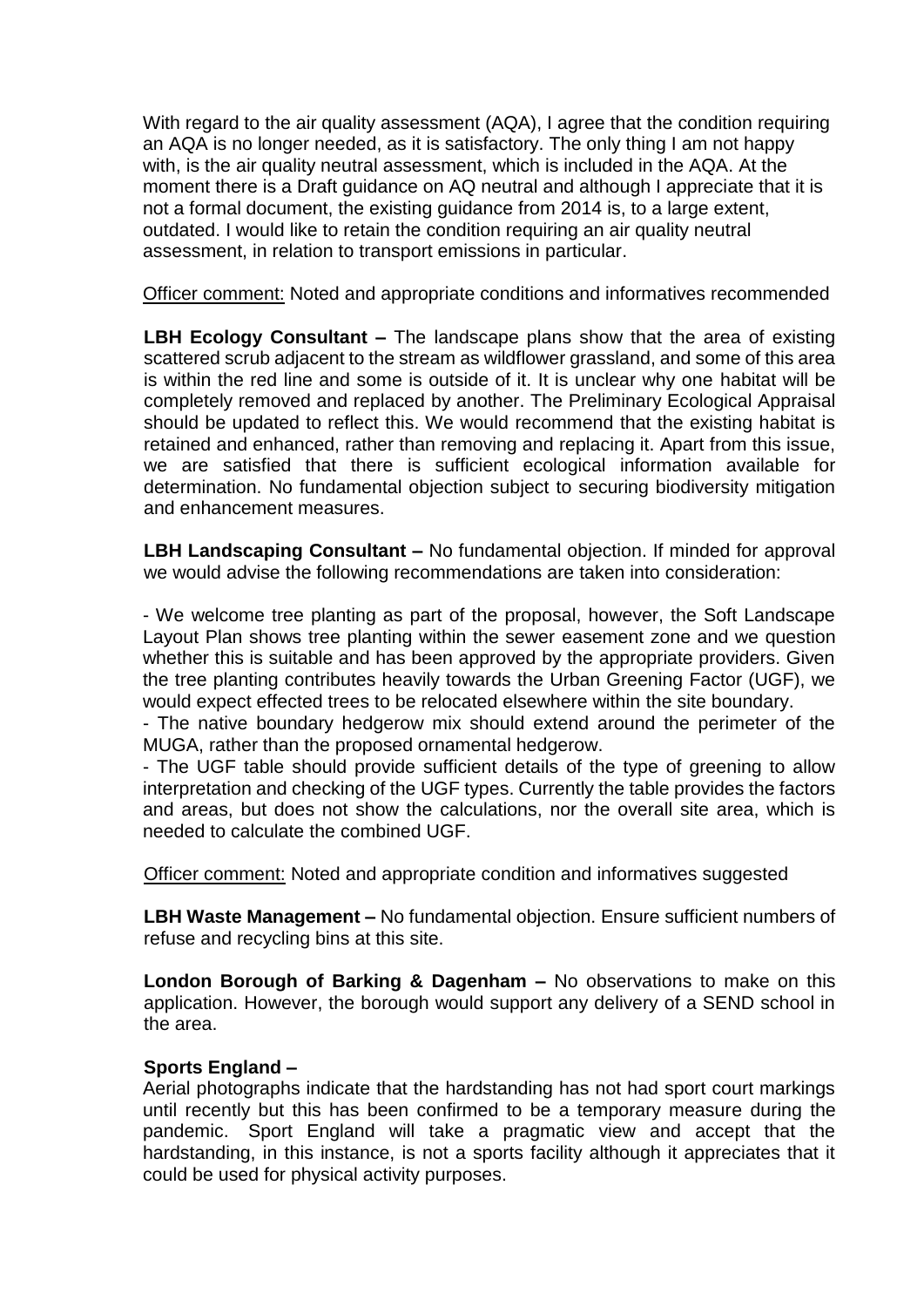With regard to the air quality assessment (AQA), I agree that the condition requiring an AQA is no longer needed, as it is satisfactory. The only thing I am not happy with, is the air quality neutral assessment, which is included in the AQA. At the moment there is a Draft guidance on AQ neutral and although I appreciate that it is not a formal document, the existing guidance from 2014 is, to a large extent, outdated. I would like to retain the condition requiring an air quality neutral assessment, in relation to transport emissions in particular.

Officer comment: Noted and appropriate conditions and informatives recommended

**LBH Ecology Consultant –** The landscape plans show that the area of existing scattered scrub adjacent to the stream as wildflower grassland, and some of this area is within the red line and some is outside of it. It is unclear why one habitat will be completely removed and replaced by another. The Preliminary Ecological Appraisal should be updated to reflect this. We would recommend that the existing habitat is retained and enhanced, rather than removing and replacing it. Apart from this issue, we are satisfied that there is sufficient ecological information available for determination. No fundamental objection subject to securing biodiversity mitigation and enhancement measures.

**LBH Landscaping Consultant –** No fundamental objection. If minded for approval we would advise the following recommendations are taken into consideration:

- We welcome tree planting as part of the proposal, however, the Soft Landscape Layout Plan shows tree planting within the sewer easement zone and we question whether this is suitable and has been approved by the appropriate providers. Given the tree planting contributes heavily towards the Urban Greening Factor (UGF), we would expect effected trees to be relocated elsewhere within the site boundary.
- The native boundary hedgerow mix should extend around the perimeter of the MUGA, rather than the proposed ornamental hedgerow.
- The UGF table should provide sufficient details of the type of greening to allow interpretation and checking of the UGF types. Currently the table provides the factors and areas, but does not show the calculations, nor the overall site area, which is needed to calculate the combined UGF.

Officer comment: Noted and appropriate condition and informatives suggested

**LBH Waste Management –** No fundamental objection. Ensure sufficient numbers of refuse and recycling bins at this site.

**London Borough of Barking & Dagenham –** No observations to make on this application. However, the borough would support any delivery of a SEND school in the area.

**Sports England –**

Aerial photographs indicate that the hardstanding has not had sport court markings until recently but this has been confirmed to be a temporary measure during the pandemic. Sport England will take a pragmatic view and accept that the hardstanding, in this instance, is not a sports facility although it appreciates that it could be used for physical activity purposes.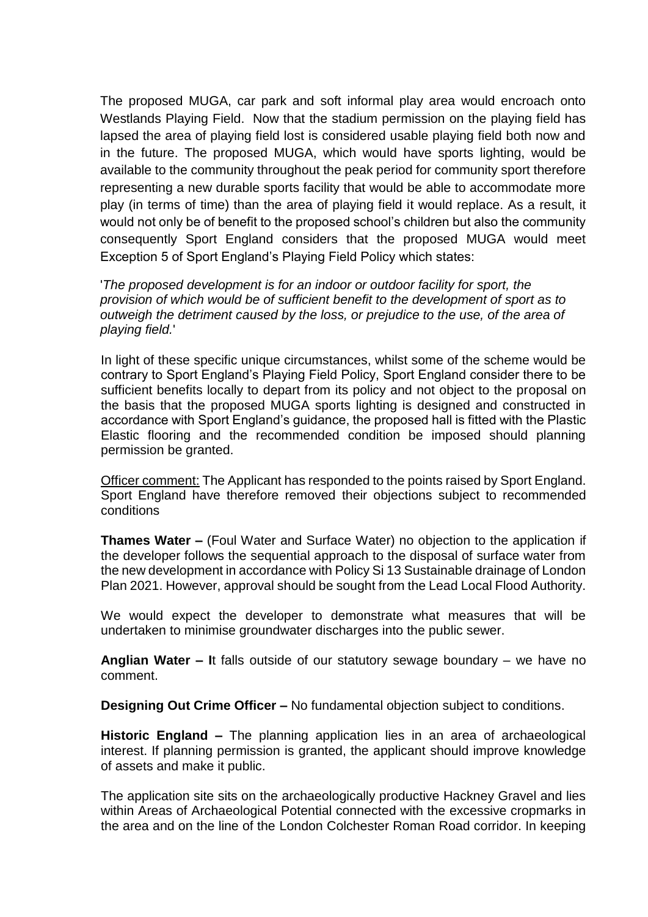The proposed MUGA, car park and soft informal play area would encroach onto Westlands Playing Field. Now that the stadium permission on the playing field has lapsed the area of playing field lost is considered usable playing field both now and in the future. The proposed MUGA, which would have sports lighting, would be available to the community throughout the peak period for community sport therefore representing a new durable sports facility that would be able to accommodate more play (in terms of time) than the area of playing field it would replace. As a result, it would not only be of benefit to the proposed school's children but also the community consequently Sport England considers that the proposed MUGA would meet Exception 5 of Sport England's Playing Field Policy which states:

'*The proposed development is for an indoor or outdoor facility for sport, the provision of which would be of sufficient benefit to the development of sport as to outweigh the detriment caused by the loss, or prejudice to the use, of the area of playing field.*'

In light of these specific unique circumstances, whilst some of the scheme would be contrary to Sport England's Playing Field Policy, Sport England consider there to be sufficient benefits locally to depart from its policy and not object to the proposal on the basis that the proposed MUGA sports lighting is designed and constructed in accordance with Sport England's guidance, the proposed hall is fitted with the Plastic Elastic flooring and the recommended condition be imposed should planning permission be granted.

<u>Officer comment:</u> The Applicant has responded to the points raised by Sport England. Sport England have therefore removed their objections subject to recommended conditions

**Thames Water –** (Foul Water and Surface Water) no objection to the application if the developer follows the sequential approach to the disposal of surface water from the new development in accordance with Policy Si 13 Sustainable drainage of London Plan 2021. However, approval should be sought from the Lead Local Flood Authority.

We would expect the developer to demonstrate what measures that will be undertaken to minimise groundwater discharges into the public sewer.

**Anglian Water – I**t falls outside of our statutory sewage boundary – we have no comment.

**Designing Out Crime Officer –** No fundamental objection subject to conditions.

**Historic England –** The planning application lies in an area of archaeological interest. If planning permission is granted, the applicant should improve knowledge of assets and make it public.

The application site sits on the archaeologically productive Hackney Gravel and lies within Areas of Archaeological Potential connected with the excessive cropmarks in the area and on the line of the London Colchester Roman Road corridor. In keeping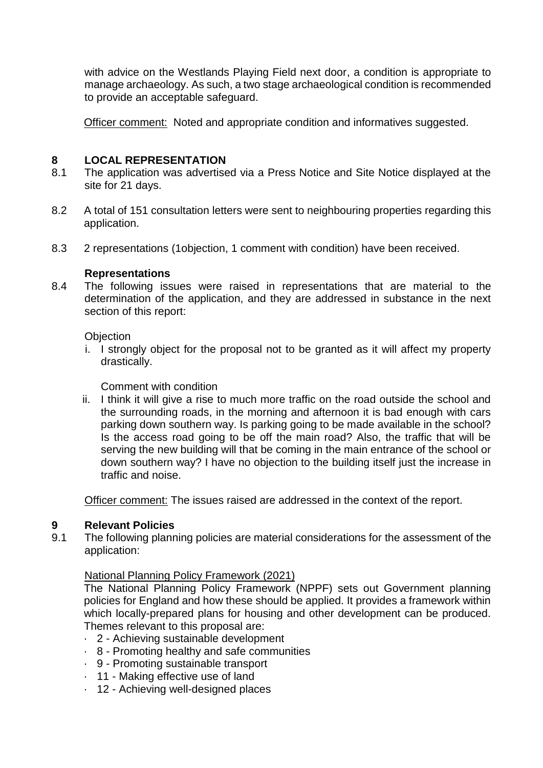with advice on the Westlands Playing Field next door, a condition is appropriate to manage archaeology. As such, a two stage archaeological condition is recommended to provide an acceptable safeguard.

Officer comment: Noted and appropriate condition and informatives suggested.

## 8 LOCAL REPRESENTATION

8.1 The application was advertised via a Press Notice and Site Notice displayed at the site for 21 days.

8.2 A total of 151 consultation letters were sent to neighbouring properties regarding this application.

8.3 2 representations (1objection, 1 comment with condition) have been received.

**Representations**

8.4 The following issues were raised in representations that are material to the determination of the application, and they are addressed in substance in the next section of this report:

Objection

i. I strongly object for the proposal not to be granted as it will affect my property drastically.

Comment with condition

ii. I think it will give a rise to much more traffic on the road outside the school and the surrounding roads, in the morning and afternoon it is bad enough with cars parking down southern way. Is parking going to be made available in the school? Is the access road going to be off the main road? Also, the traffic that will be serving the new building will that be coming in the main entrance of the school or down southern way? I have no objection to the building itself just the increase in traffic and noise.

Officer comment: The issues raised are addressed in the context of the report.

## 9 Relevant Policies

9.1 The following planning policies are material considerations for the assessment of the application:

National Planning Policy Framework (2021)

The National Planning Policy Framework (NPPF) sets out Government planning policies for England and how these should be applied. It provides a framework within which locally-prepared plans for housing and other development can be produced. Themes relevant to this proposal are:

- 2 - Achieving sustainable development
- 8 - Promoting healthy and safe communities
- 9 - Promoting sustainable transport
- 11 - Making effective use of land
- 12 - Achieving well-designed places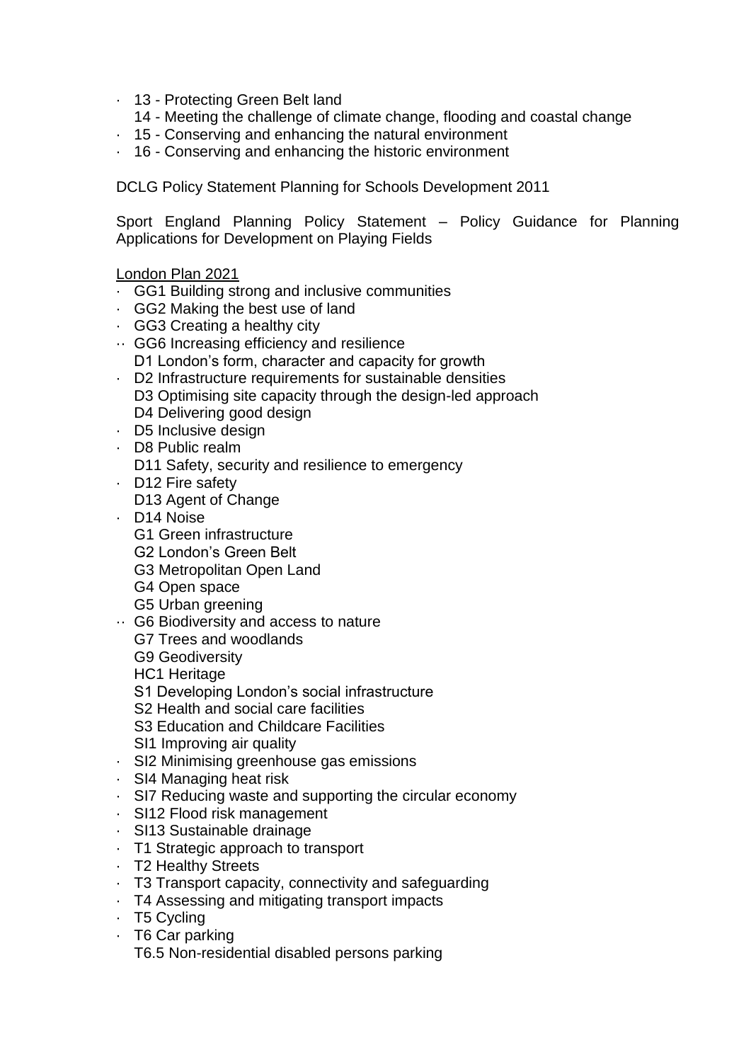- 13 - Protecting Green Belt land
- 14 - Meeting the challenge of climate change, flooding and coastal change
- 15 - Conserving and enhancing the natural environment
- 16 - Conserving and enhancing the historic environment

DCLG Policy Statement Planning for Schools Development 2011

Sport England Planning Policy Statement – Policy Guidance for Planning Applications for Development on Playing Fields

London Plan 2021

- GG1 Building strong and inclusive communities
- GG2 Making the best use of land
- GG3 Creating a healthy city
- GG6 Increasing efficiency and resilience
- D1 London's form, character and capacity for growth
- D2 Infrastructure requirements for sustainable densities
- D3 Optimising site capacity through the design-led approach
- D4 Delivering good design
- D5 Inclusive design
- D8 Public realm
- D11 Safety, security and resilience to emergency
- D12 Fire safety
- D13 Agent of Change
- D14 Noise
- G1 Green infrastructure
- G2 London's Green Belt
- G3 Metropolitan Open Land
- G4 Open space
- G5 Urban greening
- G6 Biodiversity and access to nature
- G7 Trees and woodlands
- G9 Geodiversity
- HC1 Heritage
- S1 Developing London's social infrastructure
- S2 Health and social care facilities
- S3 Education and Childcare Facilities
- SI1 Improving air quality
- SI2 Minimising greenhouse gas emissions
- SI4 Managing heat risk
- SI7 Reducing waste and supporting the circular economy
- SI12 Flood risk management
- SI13 Sustainable drainage
- T1 Strategic approach to transport
- T2 Healthy Streets
- T3 Transport capacity, connectivity and safeguarding
- T4 Assessing and mitigating transport impacts
- T5 Cycling
- T6 Car parking
- T6.5 Non-residential disabled persons parking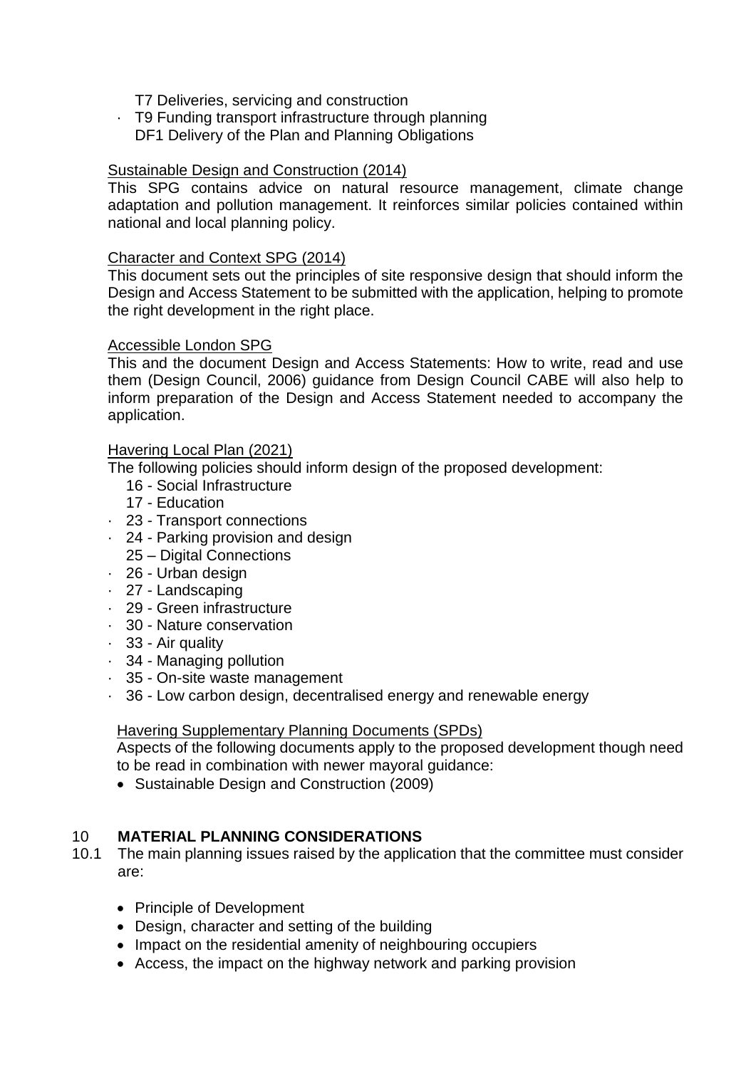- T7 Deliveries, servicing and construction
- T9 Funding transport infrastructure through planning
- DF1 Delivery of the Plan and Planning Obligations

Sustainable Design and Construction (2014)

This SPG contains advice on natural resource management, climate change adaptation and pollution management. It reinforces similar policies contained within national and local planning policy.

Character and Context SPG (2014)

This document sets out the principles of site responsive design that should inform the Design and Access Statement to be submitted with the application, helping to promote the right development in the right place.

Accessible London SPG

This and the document Design and Access Statements: How to write, read and use them (Design Council, 2006) guidance from Design Council CABE will also help to inform preparation of the Design and Access Statement needed to accompany the application.

Havering Local Plan (2021)

The following policies should inform design of the proposed development:

- 16 - Social Infrastructure
- 17 - Education
- 23 - Transport connections
- 24 - Parking provision and design
- 25 – Digital Connections
- 26 - Urban design
- 27 - Landscaping
- 29 - Green infrastructure
- 30 - Nature conservation
- 33 - Air quality
- 34 - Managing pollution
- 35 - On-site waste management
- 36 - Low carbon design, decentralised energy and renewable energy

Havering Supplementary Planning Documents (SPDs)

Aspects of the following documents apply to the proposed development though need to be read in combination with newer mayoral guidance:

- Sustainable Design and Construction (2009)

## 10 MATERIAL PLANNING CONSIDERATIONS

10.1 The main planning issues raised by the application that the committee must consider are:

- Principle of Development
- Design, character and setting of the building
- Impact on the residential amenity of neighbouring occupiers
- Access, the impact on the highway network and parking provision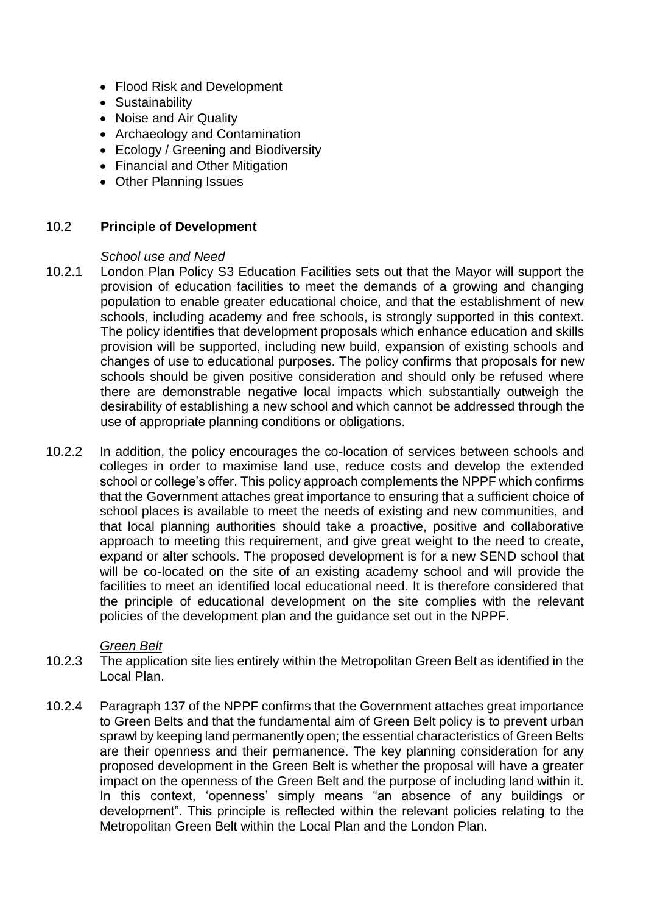- Flood Risk and Development
- Sustainability
- Noise and Air Quality
- Archaeology and Contamination
- Ecology / Greening and Biodiversity
- Financial and Other Mitigation
- Other Planning Issues

## 10.2 Principle of Development

*School use and Need*

10.2.1 London Plan Policy S3 Education Facilities sets out that the Mayor will support the provision of education facilities to meet the demands of a growing and changing population to enable greater educational choice, and that the establishment of new schools, including academy and free schools, is strongly supported in this context. The policy identifies that development proposals which enhance education and skills provision will be supported, including new build, expansion of existing schools and changes of use to educational purposes. The policy confirms that proposals for new schools should be given positive consideration and should only be refused where there are demonstrable negative local impacts which substantially outweigh the desirability of establishing a new school and which cannot be addressed through the use of appropriate planning conditions or obligations.

10.2.2 In addition, the policy encourages the co-location of services between schools and colleges in order to maximise land use, reduce costs and develop the extended school or college's offer. This policy approach complements the NPPF which confirms that the Government attaches great importance to ensuring that a sufficient choice of school places is available to meet the needs of existing and new communities, and that local planning authorities should take a proactive, positive and collaborative approach to meeting this requirement, and give great weight to the need to create, expand or alter schools. The proposed development is for a new SEND school that will be co-located on the site of an existing academy school and will provide the facilities to meet an identified local educational need. It is therefore considered that the principle of educational development on the site complies with the relevant policies of the development plan and the guidance set out in the NPPF.

*Green Belt*

10.2.3 The application site lies entirely within the Metropolitan Green Belt as identified in the Local Plan.

10.2.4 Paragraph 137 of the NPPF confirms that the Government attaches great importance to Green Belts and that the fundamental aim of Green Belt policy is to prevent urban sprawl by keeping land permanently open; the essential characteristics of Green Belts are their openness and their permanence. The key planning consideration for any proposed development in the Green Belt is whether the proposal will have a greater impact on the openness of the Green Belt and the purpose of including land within it. In this context, 'openness' simply means "an absence of any buildings or development". This principle is reflected within the relevant policies relating to the Metropolitan Green Belt within the Local Plan and the London Plan.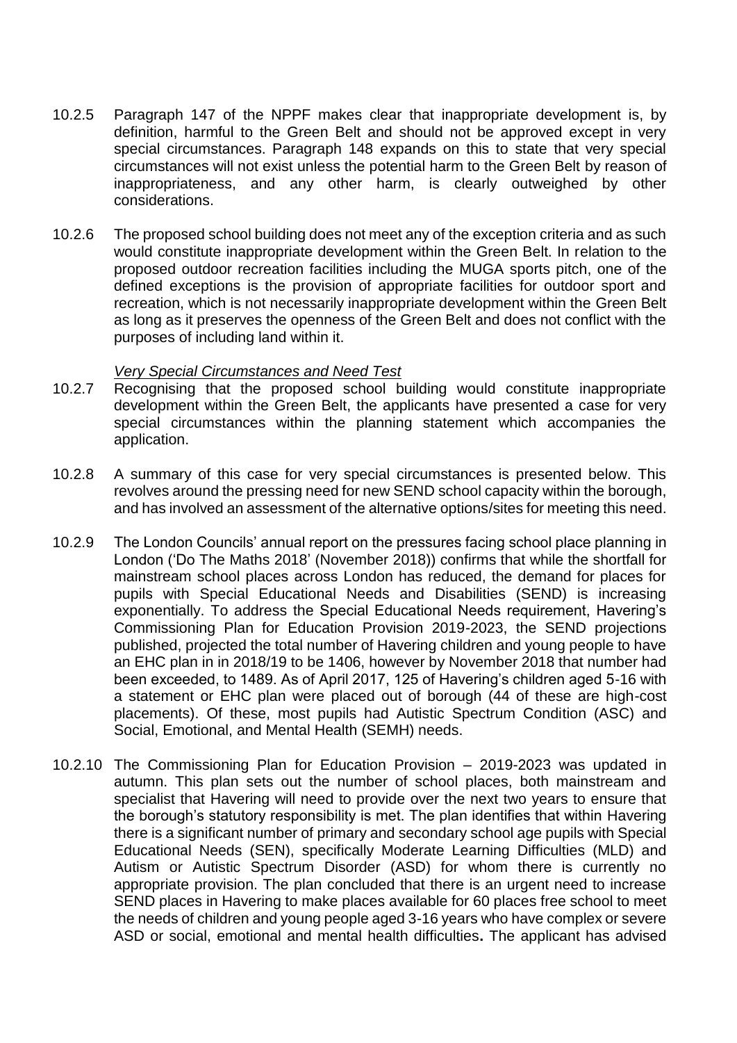10.2.5 Paragraph 147 of the NPPF makes clear that inappropriate development is, by definition, harmful to the Green Belt and should not be approved except in very special circumstances. Paragraph 148 expands on this to state that very special circumstances will not exist unless the potential harm to the Green Belt by reason of inappropriateness, and any other harm, is clearly outweighed by other considerations.

10.2.6 The proposed school building does not meet any of the exception criteria and as such would constitute inappropriate development within the Green Belt. In relation to the proposed outdoor recreation facilities including the MUGA sports pitch, one of the defined exceptions is the provision of appropriate facilities for outdoor sport and recreation, which is not necessarily inappropriate development within the Green Belt as long as it preserves the openness of the Green Belt and does not conflict with the purposes of including land within it.

*Very Special Circumstances and Need Test*

10.2.7 Recognising that the proposed school building would constitute inappropriate development within the Green Belt, the applicants have presented a case for very special circumstances within the planning statement which accompanies the application.

10.2.8 A summary of this case for very special circumstances is presented below. This revolves around the pressing need for new SEND school capacity within the borough, and has involved an assessment of the alternative options/sites for meeting this need.

10.2.9 The London Councils' annual report on the pressures facing school place planning in London ('Do The Maths 2018' (November 2018)) confirms that while the shortfall for mainstream school places across London has reduced, the demand for places for pupils with Special Educational Needs and Disabilities (SEND) is increasing exponentially. To address the Special Educational Needs requirement, Havering's Commissioning Plan for Education Provision 2019-2023, the SEND projections published, projected the total number of Havering children and young people to have an EHC plan in in 2018/19 to be 1406, however by November 2018 that number had been exceeded, to 1489. As of April 2017, 125 of Havering's children aged 5-16 with a statement or EHC plan were placed out of borough (44 of these are high-cost placements). Of these, most pupils had Autistic Spectrum Condition (ASC) and Social, Emotional, and Mental Health (SEMH) needs.

10.2.10 The Commissioning Plan for Education Provision – 2019-2023 was updated in autumn. This plan sets out the number of school places, both mainstream and specialist that Havering will need to provide over the next two years to ensure that the borough's statutory responsibility is met. The plan identifies that within Havering there is a significant number of primary and secondary school age pupils with Special Educational Needs (SEN), specifically Moderate Learning Difficulties (MLD) and Autism or Autistic Spectrum Disorder (ASD) for whom there is currently no appropriate provision. The plan concluded that there is an urgent need to increase SEND places in Havering to make places available for 60 places free school to meet the needs of children and young people aged 3-16 years who have complex or severe ASD or social, emotional and mental health difficulties**.** The applicant has advised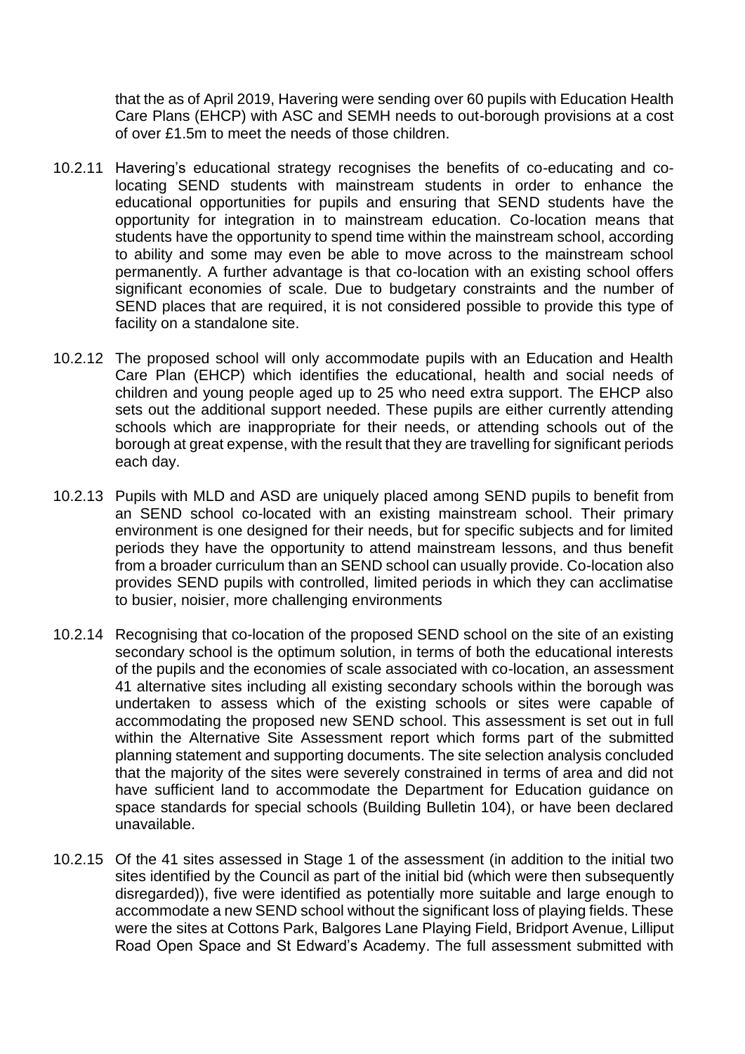that the as of April 2019, Havering were sending over 60 pupils with Education Health Care Plans (EHCP) with ASC and SEMH needs to out-borough provisions at a cost of over £1.5m to meet the needs of those children.

10.2.11 Havering's educational strategy recognises the benefits of co-educating and co-locating SEND students with mainstream students in order to enhance the educational opportunities for pupils and ensuring that SEND students have the opportunity for integration in to mainstream education. Co-location means that students have the opportunity to spend time within the mainstream school, according to ability and some may even be able to move across to the mainstream school permanently. A further advantage is that co-location with an existing school offers significant economies of scale. Due to budgetary constraints and the number of SEND places that are required, it is not considered possible to provide this type of facility on a standalone site.

10.2.12 The proposed school will only accommodate pupils with an Education and Health Care Plan (EHCP) which identifies the educational, health and social needs of children and young people aged up to 25 who need extra support. The EHCP also sets out the additional support needed. These pupils are either currently attending schools which are inappropriate for their needs, or attending schools out of the borough at great expense, with the result that they are travelling for significant periods each day.

10.2.13 Pupils with MLD and ASD are uniquely placed among SEND pupils to benefit from an SEND school co-located with an existing mainstream school. Their primary environment is one designed for their needs, but for specific subjects and for limited periods they have the opportunity to attend mainstream lessons, and thus benefit from a broader curriculum than an SEND school can usually provide. Co-location also provides SEND pupils with controlled, limited periods in which they can acclimatise to busier, noisier, more challenging environments

10.2.14 Recognising that co-location of the proposed SEND school on the site of an existing secondary school is the optimum solution, in terms of both the educational interests of the pupils and the economies of scale associated with co-location, an assessment 41 alternative sites including all existing secondary schools within the borough was undertaken to assess which of the existing schools or sites were capable of accommodating the proposed new SEND school. This assessment is set out in full within the Alternative Site Assessment report which forms part of the submitted planning statement and supporting documents. The site selection analysis concluded that the majority of the sites were severely constrained in terms of area and did not have sufficient land to accommodate the Department for Education guidance on space standards for special schools (Building Bulletin 104), or have been declared unavailable.

10.2.15 Of the 41 sites assessed in Stage 1 of the assessment (in addition to the initial two sites identified by the Council as part of the initial bid (which were then subsequently disregarded)), five were identified as potentially more suitable and large enough to accommodate a new SEND school without the significant loss of playing fields. These were the sites at Cottons Park, Balgores Lane Playing Field, Bridport Avenue, Lilliput Road Open Space and St Edward's Academy. The full assessment submitted with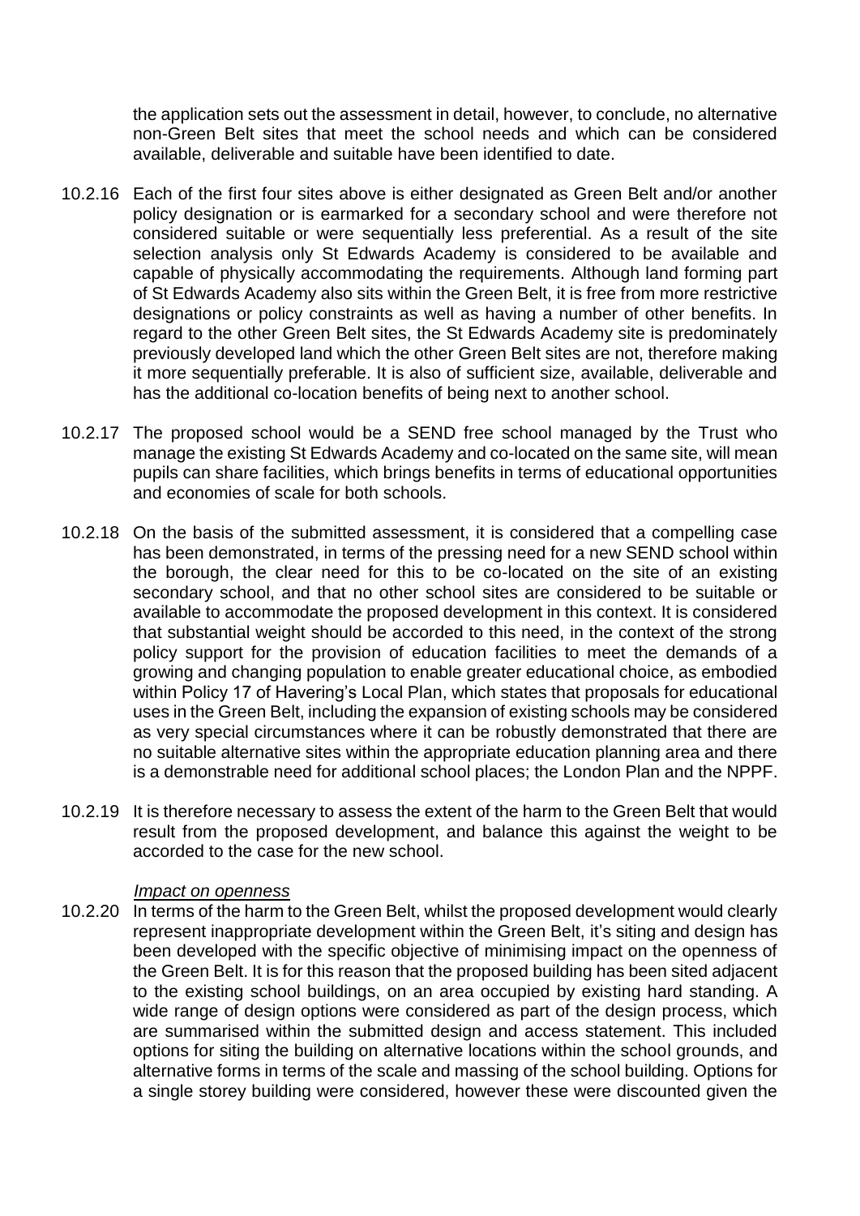the application sets out the assessment in detail, however, to conclude, no alternative non-Green Belt sites that meet the school needs and which can be considered available, deliverable and suitable have been identified to date.

10.2.16 Each of the first four sites above is either designated as Green Belt and/or another policy designation or is earmarked for a secondary school and were therefore not considered suitable or were sequentially less preferential. As a result of the site selection analysis only St Edwards Academy is considered to be available and capable of physically accommodating the requirements. Although land forming part of St Edwards Academy also sits within the Green Belt, it is free from more restrictive designations or policy constraints as well as having a number of other benefits. In regard to the other Green Belt sites, the St Edwards Academy site is predominately previously developed land which the other Green Belt sites are not, therefore making it more sequentially preferable. It is also of sufficient size, available, deliverable and has the additional co-location benefits of being next to another school.

10.2.17 The proposed school would be a SEND free school managed by the Trust who manage the existing St Edwards Academy and co-located on the same site, will mean pupils can share facilities, which brings benefits in terms of educational opportunities and economies of scale for both schools.

10.2.18 On the basis of the submitted assessment, it is considered that a compelling case has been demonstrated, in terms of the pressing need for a new SEND school within the borough, the clear need for this to be co-located on the site of an existing secondary school, and that no other school sites are considered to be suitable or available to accommodate the proposed development in this context. It is considered that substantial weight should be accorded to this need, in the context of the strong policy support for the provision of education facilities to meet the demands of a growing and changing population to enable greater educational choice, as embodied within Policy 17 of Havering's Local Plan, which states that proposals for educational uses in the Green Belt, including the expansion of existing schools may be considered as very special circumstances where it can be robustly demonstrated that there are no suitable alternative sites within the appropriate education planning area and there is a demonstrable need for additional school places; the London Plan and the NPPF.

10.2.19 It is therefore necessary to assess the extent of the harm to the Green Belt that would result from the proposed development, and balance this against the weight to be accorded to the case for the new school.

*Impact on openness*

10.2.20 In terms of the harm to the Green Belt, whilst the proposed development would clearly represent inappropriate development within the Green Belt, it's siting and design has been developed with the specific objective of minimising impact on the openness of the Green Belt. It is for this reason that the proposed building has been sited adjacent to the existing school buildings, on an area occupied by existing hard standing. A wide range of design options were considered as part of the design process, which are summarised within the submitted design and access statement. This included options for siting the building on alternative locations within the school grounds, and alternative forms in terms of the scale and massing of the school building. Options for a single storey building were considered, however these were discounted given the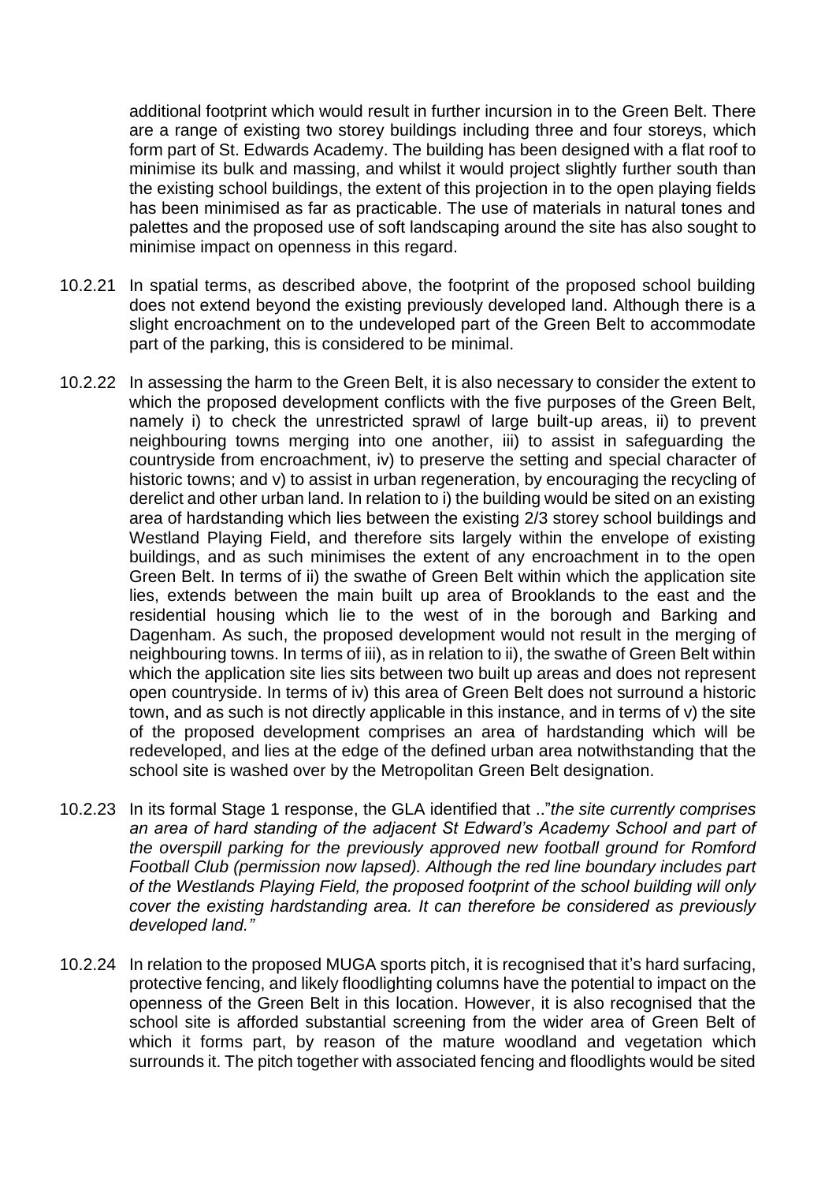additional footprint which would result in further incursion in to the Green Belt. There are a range of existing two storey buildings including three and four storeys, which form part of St. Edwards Academy. The building has been designed with a flat roof to minimise its bulk and massing, and whilst it would project slightly further south than the existing school buildings, the extent of this projection in to the open playing fields has been minimised as far as practicable. The use of materials in natural tones and palettes and the proposed use of soft landscaping around the site has also sought to minimise impact on openness in this regard.

10.2.21 In spatial terms, as described above, the footprint of the proposed school building does not extend beyond the existing previously developed land. Although there is a slight encroachment on to the undeveloped part of the Green Belt to accommodate part of the parking, this is considered to be minimal.

10.2.22 In assessing the harm to the Green Belt, it is also necessary to consider the extent to which the proposed development conflicts with the five purposes of the Green Belt, namely i) to check the unrestricted sprawl of large built-up areas, ii) to prevent neighbouring towns merging into one another, iii) to assist in safeguarding the countryside from encroachment, iv) to preserve the setting and special character of historic towns; and v) to assist in urban regeneration, by encouraging the recycling of derelict and other urban land. In relation to i) the building would be sited on an existing area of hardstanding which lies between the existing 2/3 storey school buildings and Westland Playing Field, and therefore sits largely within the envelope of existing buildings, and as such minimises the extent of any encroachment in to the open Green Belt. In terms of ii) the swathe of Green Belt within which the application site lies, extends between the main built up area of Brooklands to the east and the residential housing which lie to the west of in the borough and Barking and Dagenham. As such, the proposed development would not result in the merging of neighbouring towns. In terms of iii), as in relation to ii), the swathe of Green Belt within which the application site lies sits between two built up areas and does not represent open countryside. In terms of iv) this area of Green Belt does not surround a historic town, and as such is not directly applicable in this instance, and in terms of v) the site of the proposed development comprises an area of hardstanding which will be redeveloped, and lies at the edge of the defined urban area notwithstanding that the school site is washed over by the Metropolitan Green Belt designation.

10.2.23 In its formal Stage 1 response, the GLA identified that .."*the site currently comprises an area of hard standing of the adjacent St Edward's Academy School and part of the overspill parking for the previously approved new football ground for Romford Football Club (permission now lapsed). Although the red line boundary includes part of the Westlands Playing Field, the proposed footprint of the school building will only cover the existing hardstanding area. It can therefore be considered as previously developed land."*

10.2.24 In relation to the proposed MUGA sports pitch, it is recognised that it's hard surfacing, protective fencing, and likely floodlighting columns have the potential to impact on the openness of the Green Belt in this location. However, it is also recognised that the school site is afforded substantial screening from the wider area of Green Belt of which it forms part, by reason of the mature woodland and vegetation which surrounds it. The pitch together with associated fencing and floodlights would be sited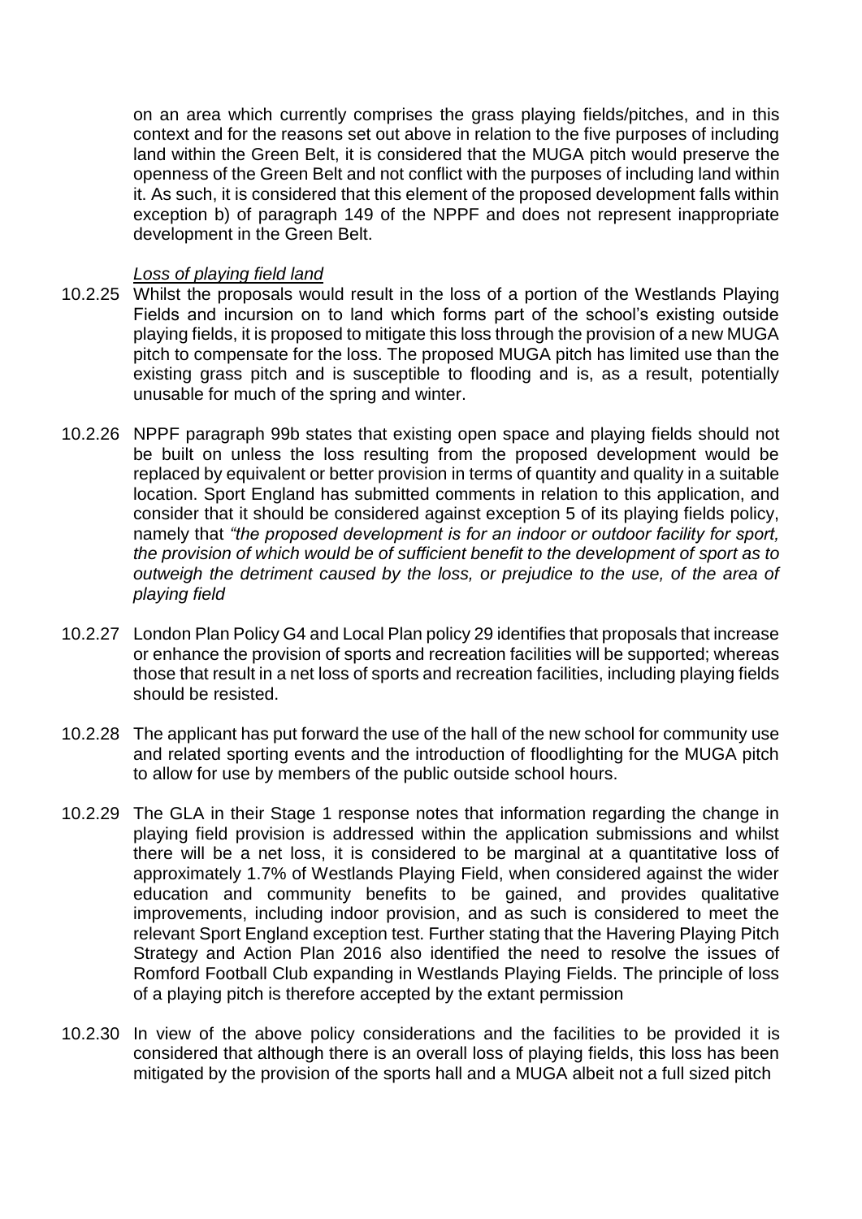on an area which currently comprises the grass playing fields/pitches, and in this context and for the reasons set out above in relation to the five purposes of including land within the Green Belt, it is considered that the MUGA pitch would preserve the openness of the Green Belt and not conflict with the purposes of including land within it. As such, it is considered that this element of the proposed development falls within exception b) of paragraph 149 of the NPPF and does not represent inappropriate development in the Green Belt.

*Loss of playing field land*

10.2.25 Whilst the proposals would result in the loss of a portion of the Westlands Playing Fields and incursion on to land which forms part of the school's existing outside playing fields, it is proposed to mitigate this loss through the provision of a new MUGA pitch to compensate for the loss. The proposed MUGA pitch has limited use than the existing grass pitch and is susceptible to flooding and is, as a result, potentially unusable for much of the spring and winter.

10.2.26 NPPF paragraph 99b states that existing open space and playing fields should not be built on unless the loss resulting from the proposed development would be replaced by equivalent or better provision in terms of quantity and quality in a suitable location. Sport England has submitted comments in relation to this application, and consider that it should be considered against exception 5 of its playing fields policy, namely that *"the proposed development is for an indoor or outdoor facility for sport, the provision of which would be of sufficient benefit to the development of sport as to outweigh the detriment caused by the loss, or prejudice to the use, of the area of playing field*

10.2.27 London Plan Policy G4 and Local Plan policy 29 identifies that proposals that increase or enhance the provision of sports and recreation facilities will be supported; whereas those that result in a net loss of sports and recreation facilities, including playing fields should be resisted.

10.2.28 The applicant has put forward the use of the hall of the new school for community use and related sporting events and the introduction of floodlighting for the MUGA pitch to allow for use by members of the public outside school hours.

10.2.29 The GLA in their Stage 1 response notes that information regarding the change in playing field provision is addressed within the application submissions and whilst there will be a net loss, it is considered to be marginal at a quantitative loss of approximately 1.7% of Westlands Playing Field, when considered against the wider education and community benefits to be gained, and provides qualitative improvements, including indoor provision, and as such is considered to meet the relevant Sport England exception test. Further stating that the Havering Playing Pitch Strategy and Action Plan 2016 also identified the need to resolve the issues of Romford Football Club expanding in Westlands Playing Fields. The principle of loss of a playing pitch is therefore accepted by the extant permission

10.2.30 In view of the above policy considerations and the facilities to be provided it is considered that although there is an overall loss of playing fields, this loss has been mitigated by the provision of the sports hall and a MUGA albeit not a full sized pitch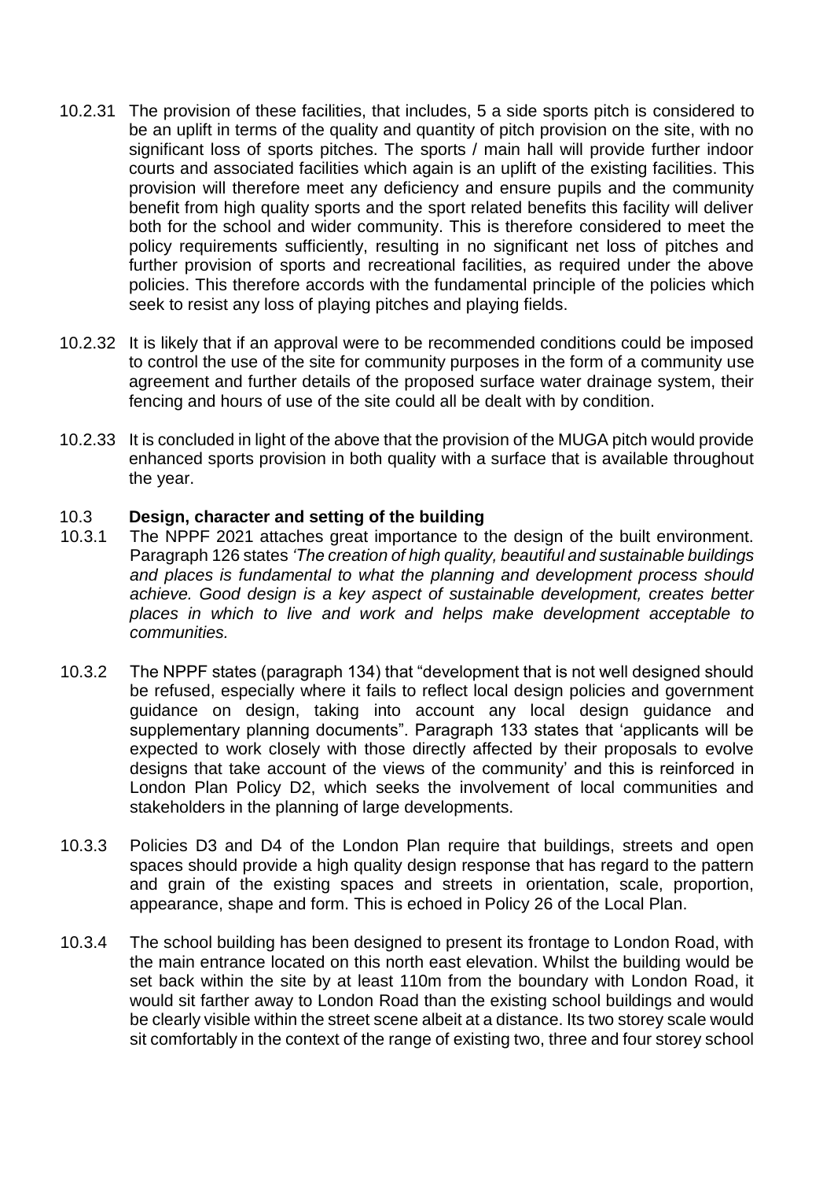10.2.31 The provision of these facilities, that includes, 5 a side sports pitch is considered to be an uplift in terms of the quality and quantity of pitch provision on the site, with no significant loss of sports pitches. The sports / main hall will provide further indoor courts and associated facilities which again is an uplift of the existing facilities. This provision will therefore meet any deficiency and ensure pupils and the community benefit from high quality sports and the sport related benefits this facility will deliver both for the school and wider community. This is therefore considered to meet the policy requirements sufficiently, resulting in no significant net loss of pitches and further provision of sports and recreational facilities, as required under the above policies. This therefore accords with the fundamental principle of the policies which seek to resist any loss of playing pitches and playing fields.

10.2.32 It is likely that if an approval were to be recommended conditions could be imposed to control the use of the site for community purposes in the form of a community use agreement and further details of the proposed surface water drainage system, their fencing and hours of use of the site could all be dealt with by condition.

10.2.33 It is concluded in light of the above that the provision of the MUGA pitch would provide enhanced sports provision in both quality with a surface that is available throughout the year.

### 10.3 **Design, character and setting of the building**

10.3.1 The NPPF 2021 attaches great importance to the design of the built environment. Paragraph 126 states *'The creation of high quality, beautiful and sustainable buildings and places is fundamental to what the planning and development process should achieve. Good design is a key aspect of sustainable development, creates better places in which to live and work and helps make development acceptable to communities.*

10.3.2 The NPPF states (paragraph 134) that "development that is not well designed should be refused, especially where it fails to reflect local design policies and government guidance on design, taking into account any local design guidance and supplementary planning documents". Paragraph 133 states that 'applicants will be expected to work closely with those directly affected by their proposals to evolve designs that take account of the views of the community' and this is reinforced in London Plan Policy D2, which seeks the involvement of local communities and stakeholders in the planning of large developments.

10.3.3 Policies D3 and D4 of the London Plan require that buildings, streets and open spaces should provide a high quality design response that has regard to the pattern and grain of the existing spaces and streets in orientation, scale, proportion, appearance, shape and form. This is echoed in Policy 26 of the Local Plan.

10.3.4 The school building has been designed to present its frontage to London Road, with the main entrance located on this north east elevation. Whilst the building would be set back within the site by at least 110m from the boundary with London Road, it would sit farther away to London Road than the existing school buildings and would be clearly visible within the street scene albeit at a distance. Its two storey scale would sit comfortably in the context of the range of existing two, three and four storey school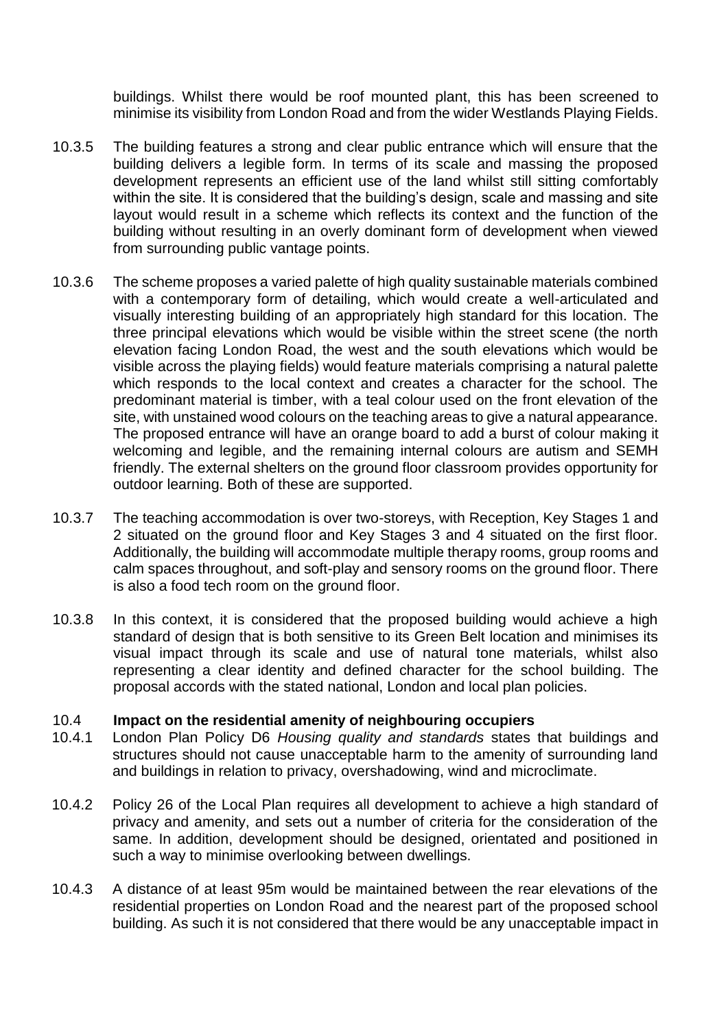buildings. Whilst there would be roof mounted plant, this has been screened to minimise its visibility from London Road and from the wider Westlands Playing Fields.

10.3.5 The building features a strong and clear public entrance which will ensure that the building delivers a legible form. In terms of its scale and massing the proposed development represents an efficient use of the land whilst still sitting comfortably within the site. It is considered that the building's design, scale and massing and site layout would result in a scheme which reflects its context and the function of the building without resulting in an overly dominant form of development when viewed from surrounding public vantage points.

10.3.6 The scheme proposes a varied palette of high quality sustainable materials combined with a contemporary form of detailing, which would create a well-articulated and visually interesting building of an appropriately high standard for this location. The three principal elevations which would be visible within the street scene (the north elevation facing London Road, the west and the south elevations which would be visible across the playing fields) would feature materials comprising a natural palette which responds to the local context and creates a character for the school. The predominant material is timber, with a teal colour used on the front elevation of the site, with unstained wood colours on the teaching areas to give a natural appearance. The proposed entrance will have an orange board to add a burst of colour making it welcoming and legible, and the remaining internal colours are autism and SEMH friendly. The external shelters on the ground floor classroom provides opportunity for outdoor learning. Both of these are supported.

10.3.7 The teaching accommodation is over two-storeys, with Reception, Key Stages 1 and 2 situated on the ground floor and Key Stages 3 and 4 situated on the first floor. Additionally, the building will accommodate multiple therapy rooms, group rooms and calm spaces throughout, and soft-play and sensory rooms on the ground floor. There is also a food tech room on the ground floor.

10.3.8 In this context, it is considered that the proposed building would achieve a high standard of design that is both sensitive to its Green Belt location and minimises its visual impact through its scale and use of natural tone materials, whilst also representing a clear identity and defined character for the school building. The proposal accords with the stated national, London and local plan policies.

### 10.4 Impact on the residential amenity of neighbouring occupiers

10.4.1 London Plan Policy D6 *Housing quality and standards* states that buildings and structures should not cause unacceptable harm to the amenity of surrounding land and buildings in relation to privacy, overshadowing, wind and microclimate.

10.4.2 Policy 26 of the Local Plan requires all development to achieve a high standard of privacy and amenity, and sets out a number of criteria for the consideration of the same. In addition, development should be designed, orientated and positioned in such a way to minimise overlooking between dwellings.

10.4.3 A distance of at least 95m would be maintained between the rear elevations of the residential properties on London Road and the nearest part of the proposed school building. As such it is not considered that there would be any unacceptable impact in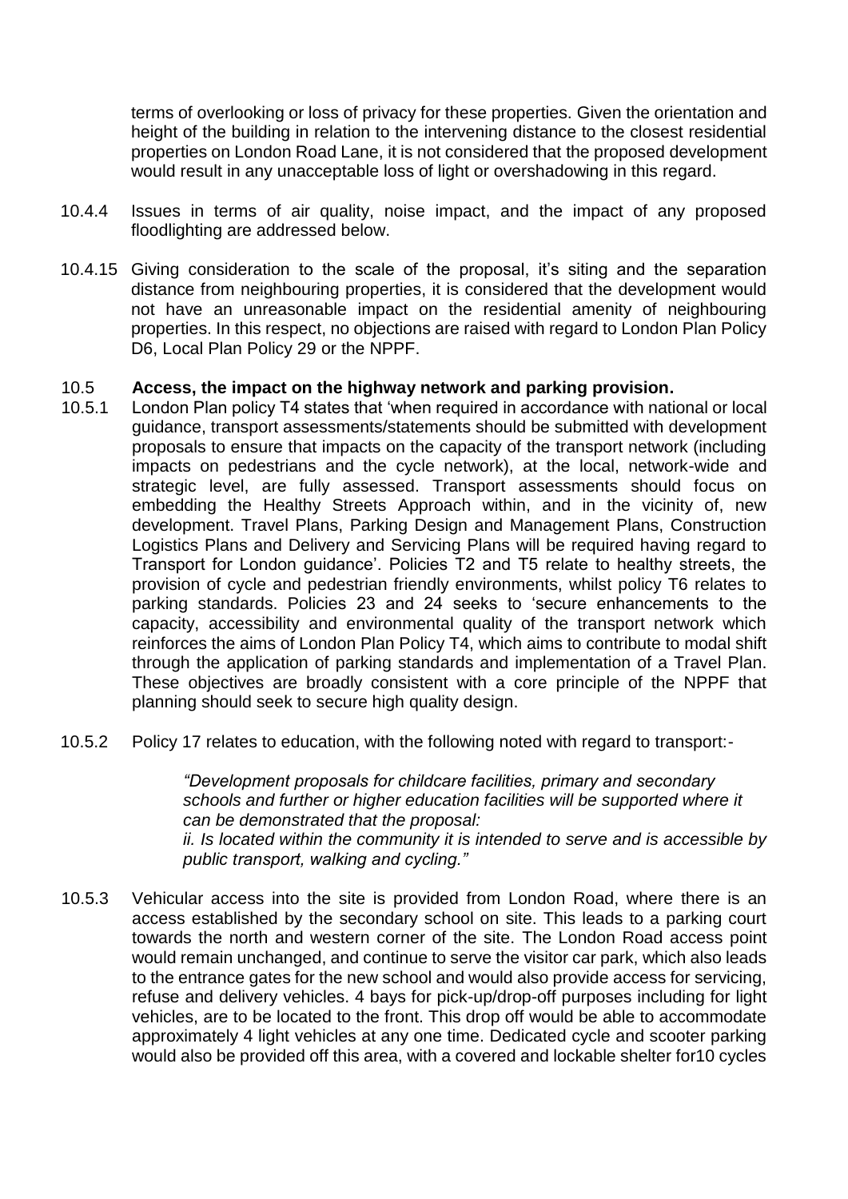terms of overlooking or loss of privacy for these properties. Given the orientation and height of the building in relation to the intervening distance to the closest residential properties on London Road Lane, it is not considered that the proposed development would result in any unacceptable loss of light or overshadowing in this regard.

10.4.4 Issues in terms of air quality, noise impact, and the impact of any proposed floodlighting are addressed below.

10.4.15 Giving consideration to the scale of the proposal, it's siting and the separation distance from neighbouring properties, it is considered that the development would not have an unreasonable impact on the residential amenity of neighbouring properties. In this respect, no objections are raised with regard to London Plan Policy D6, Local Plan Policy 29 or the NPPF.

10.5 **Access, the impact on the highway network and parking provision.**

10.5.1 London Plan policy T4 states that 'when required in accordance with national or local guidance, transport assessments/statements should be submitted with development proposals to ensure that impacts on the capacity of the transport network (including impacts on pedestrians and the cycle network), at the local, network-wide and strategic level, are fully assessed. Transport assessments should focus on embedding the Healthy Streets Approach within, and in the vicinity of, new development. Travel Plans, Parking Design and Management Plans, Construction Logistics Plans and Delivery and Servicing Plans will be required having regard to Transport for London guidance'. Policies T2 and T5 relate to healthy streets, the provision of cycle and pedestrian friendly environments, whilst policy T6 relates to parking standards. Policies 23 and 24 seeks to 'secure enhancements to the capacity, accessibility and environmental quality of the transport network which reinforces the aims of London Plan Policy T4, which aims to contribute to modal shift through the application of parking standards and implementation of a Travel Plan. These objectives are broadly consistent with a core principle of the NPPF that planning should seek to secure high quality design.

10.5.2 Policy 17 relates to education, with the following noted with regard to transport:-

> *"Development proposals for childcare facilities, primary and secondary schools and further or higher education facilities will be supported where it can be demonstrated that the proposal:*
> *ii. Is located within the community it is intended to serve and is accessible by public transport, walking and cycling."*

10.5.3 Vehicular access into the site is provided from London Road, where there is an access established by the secondary school on site. This leads to a parking court towards the north and western corner of the site. The London Road access point would remain unchanged, and continue to serve the visitor car park, which also leads to the entrance gates for the new school and would also provide access for servicing, refuse and delivery vehicles. 4 bays for pick-up/drop-off purposes including for light vehicles, are to be located to the front. This drop off would be able to accommodate approximately 4 light vehicles at any one time. Dedicated cycle and scooter parking would also be provided off this area, with a covered and lockable shelter for10 cycles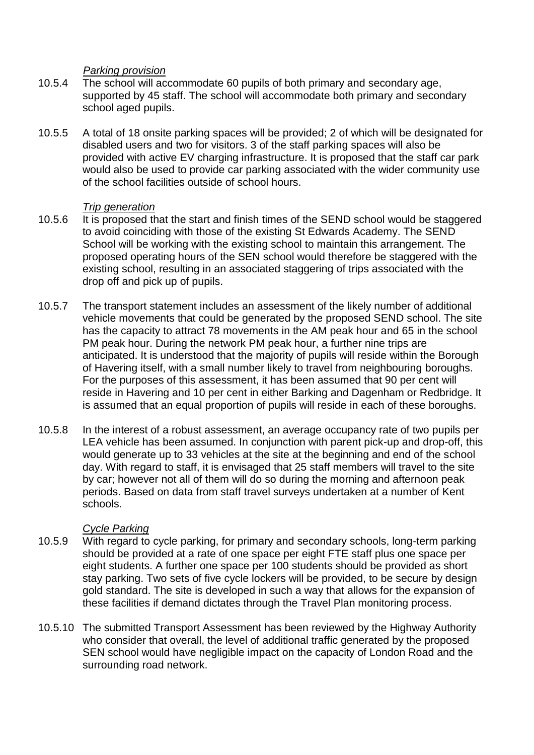*Parking provision*

10.5.4 The school will accommodate 60 pupils of both primary and secondary age, supported by 45 staff. The school will accommodate both primary and secondary school aged pupils.

10.5.5 A total of 18 onsite parking spaces will be provided; 2 of which will be designated for disabled users and two for visitors. 3 of the staff parking spaces will also be provided with active EV charging infrastructure. It is proposed that the staff car park would also be used to provide car parking associated with the wider community use of the school facilities outside of school hours.

*Trip generation*

10.5.6 It is proposed that the start and finish times of the SEND school would be staggered to avoid coinciding with those of the existing St Edwards Academy. The SEND School will be working with the existing school to maintain this arrangement. The proposed operating hours of the SEN school would therefore be staggered with the existing school, resulting in an associated staggering of trips associated with the drop off and pick up of pupils.

10.5.7 The transport statement includes an assessment of the likely number of additional vehicle movements that could be generated by the proposed SEND school. The site has the capacity to attract 78 movements in the AM peak hour and 65 in the school PM peak hour. During the network PM peak hour, a further nine trips are anticipated. It is understood that the majority of pupils will reside within the Borough of Havering itself, with a small number likely to travel from neighbouring boroughs. For the purposes of this assessment, it has been assumed that 90 per cent will reside in Havering and 10 per cent in either Barking and Dagenham or Redbridge. It is assumed that an equal proportion of pupils will reside in each of these boroughs.

10.5.8 In the interest of a robust assessment, an average occupancy rate of two pupils per LEA vehicle has been assumed. In conjunction with parent pick-up and drop-off, this would generate up to 33 vehicles at the site at the beginning and end of the school day. With regard to staff, it is envisaged that 25 staff members will travel to the site by car; however not all of them will do so during the morning and afternoon peak periods. Based on data from staff travel surveys undertaken at a number of Kent schools.

*Cycle Parking*

10.5.9 With regard to cycle parking, for primary and secondary schools, long-term parking should be provided at a rate of one space per eight FTE staff plus one space per eight students. A further one space per 100 students should be provided as short stay parking. Two sets of five cycle lockers will be provided, to be secure by design gold standard. The site is developed in such a way that allows for the expansion of these facilities if demand dictates through the Travel Plan monitoring process.

10.5.10 The submitted Transport Assessment has been reviewed by the Highway Authority who consider that overall, the level of additional traffic generated by the proposed SEN school would have negligible impact on the capacity of London Road and the surrounding road network.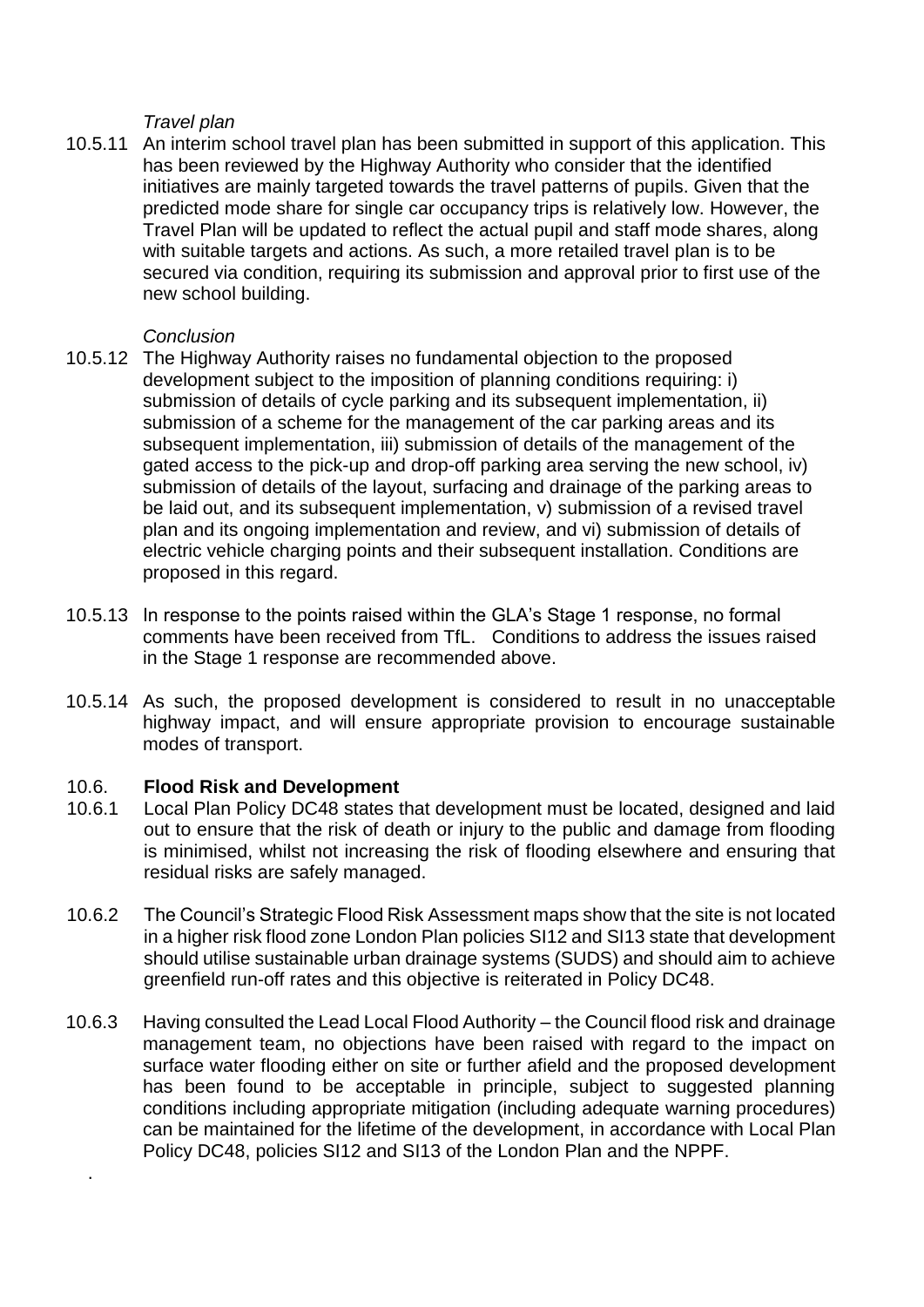*Travel plan*

10.5.11 An interim school travel plan has been submitted in support of this application. This has been reviewed by the Highway Authority who consider that the identified initiatives are mainly targeted towards the travel patterns of pupils. Given that the predicted mode share for single car occupancy trips is relatively low. However, the Travel Plan will be updated to reflect the actual pupil and staff mode shares, along with suitable targets and actions. As such, a more retailed travel plan is to be secured via condition, requiring its submission and approval prior to first use of the new school building.

*Conclusion*

10.5.12 The Highway Authority raises no fundamental objection to the proposed development subject to the imposition of planning conditions requiring: i) submission of details of cycle parking and its subsequent implementation, ii) submission of a scheme for the management of the car parking areas and its subsequent implementation, iii) submission of details of the management of the gated access to the pick-up and drop-off parking area serving the new school, iv) submission of details of the layout, surfacing and drainage of the parking areas to be laid out, and its subsequent implementation, v) submission of a revised travel plan and its ongoing implementation and review, and vi) submission of details of electric vehicle charging points and their subsequent installation. Conditions are proposed in this regard.

10.5.13 In response to the points raised within the GLA's Stage 1 response, no formal comments have been received from TfL. Conditions to address the issues raised in the Stage 1 response are recommended above.

10.5.14 As such, the proposed development is considered to result in no unacceptable highway impact, and will ensure appropriate provision to encourage sustainable modes of transport.

### 10.6. Flood Risk and Development

10.6.1 Local Plan Policy DC48 states that development must be located, designed and laid out to ensure that the risk of death or injury to the public and damage from flooding is minimised, whilst not increasing the risk of flooding elsewhere and ensuring that residual risks are safely managed.

10.6.2 The Council's Strategic Flood Risk Assessment maps show that the site is not located in a higher risk flood zone London Plan policies SI12 and SI13 state that development should utilise sustainable urban drainage systems (SUDS) and should aim to achieve greenfield run-off rates and this objective is reiterated in Policy DC48.

10.6.3 Having consulted the Lead Local Flood Authority – the Council flood risk and drainage management team, no objections have been raised with regard to the impact on surface water flooding either on site or further afield and the proposed development has been found to be acceptable in principle, subject to suggested planning conditions including appropriate mitigation (including adequate warning procedures) can be maintained for the lifetime of the development, in accordance with Local Plan Policy DC48, policies SI12 and SI13 of the London Plan and the NPPF.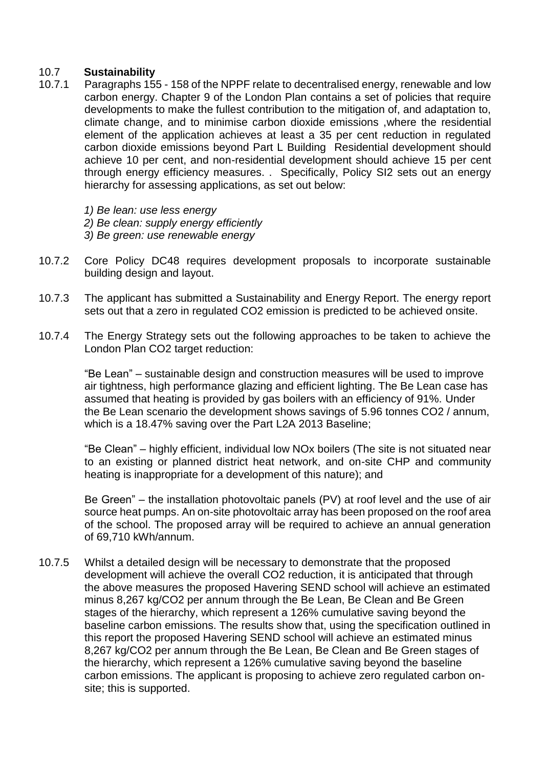## 10.7 **Sustainability**

10.7.1 Paragraphs 155 - 158 of the NPPF relate to decentralised energy, renewable and low carbon energy. Chapter 9 of the London Plan contains a set of policies that require developments to make the fullest contribution to the mitigation of, and adaptation to, climate change, and to minimise carbon dioxide emissions ,where the residential element of the application achieves at least a 35 per cent reduction in regulated carbon dioxide emissions beyond Part L Building Residential development should achieve 10 per cent, and non-residential development should achieve 15 per cent through energy efficiency measures. . Specifically, Policy SI2 sets out an energy hierarchy for assessing applications, as set out below:

*1) Be lean: use less energy*
*2) Be clean: supply energy efficiently*
*3) Be green: use renewable energy*

10.7.2 Core Policy DC48 requires development proposals to incorporate sustainable building design and layout.

10.7.3 The applicant has submitted a Sustainability and Energy Report. The energy report sets out that a zero in regulated $CO_2$ emission is predicted to be achieved onsite.

10.7.4 The Energy Strategy sets out the following approaches to be taken to achieve the London Plan $CO_2$ target reduction:

"Be Lean" – sustainable design and construction measures will be used to improve air tightness, high performance glazing and efficient lighting. The Be Lean case has assumed that heating is provided by gas boilers with an efficiency of 91%. Under the Be Lean scenario the development shows savings of 5.96 tonnes $CO_2$ / annum, which is a 18.47% saving over the Part L2A 2013 Baseline;

"Be Clean" – highly efficient, individual low NOx boilers (The site is not situated near to an existing or planned district heat network, and on-site CHP and community heating is inappropriate for a development of this nature); and

Be Green" – the installation photovoltaic panels (PV) at roof level and the use of air source heat pumps. An on-site photovoltaic array has been proposed on the roof area of the school. The proposed array will be required to achieve an annual generation of 69,710 kWh/annum.

10.7.5 Whilst a detailed design will be necessary to demonstrate that the proposed development will achieve the overall $CO_2$ reduction, it is anticipated that through the above measures the proposed Havering SEND school will achieve an estimated minus 8,267 kg/$CO_2$ per annum through the Be Lean, Be Clean and Be Green stages of the hierarchy, which represent a 126% cumulative saving beyond the baseline carbon emissions. The results show that, using the specification outlined in this report the proposed Havering SEND school will achieve an estimated minus 8,267 kg/$CO_2$ per annum through the Be Lean, Be Clean and Be Green stages of the hierarchy, which represent a 126% cumulative saving beyond the baseline carbon emissions. The applicant is proposing to achieve zero regulated carbon on-site; this is supported.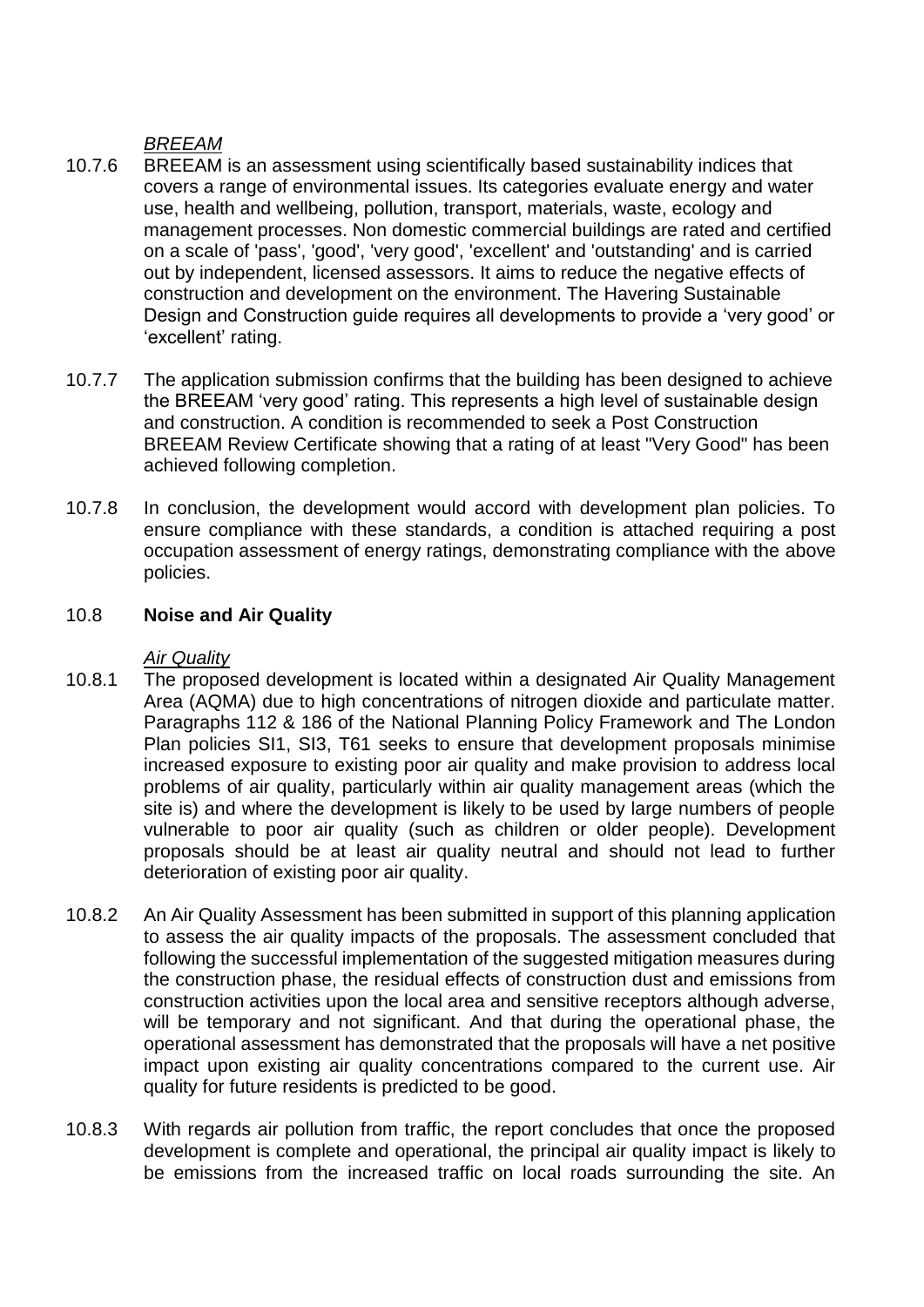*BREEAM*

10.7.6 BREEAM is an assessment using scientifically based sustainability indices that covers a range of environmental issues. Its categories evaluate energy and water use, health and wellbeing, pollution, transport, materials, waste, ecology and management processes. Non domestic commercial buildings are rated and certified on a scale of 'pass', 'good', 'very good', 'excellent' and 'outstanding' and is carried out by independent, licensed assessors. It aims to reduce the negative effects of construction and development on the environment. The Havering Sustainable Design and Construction guide requires all developments to provide a 'very good' or 'excellent' rating.

10.7.7 The application submission confirms that the building has been designed to achieve the BREEAM 'very good' rating. This represents a high level of sustainable design and construction. A condition is recommended to seek a Post Construction BREEAM Review Certificate showing that a rating of at least "Very Good" has been achieved following completion.

10.7.8 In conclusion, the development would accord with development plan policies. To ensure compliance with these standards, a condition is attached requiring a post occupation assessment of energy ratings, demonstrating compliance with the above policies.

## 10.8 Noise and Air Quality

*Air Quality*

10.8.1 The proposed development is located within a designated Air Quality Management Area (AQMA) due to high concentrations of nitrogen dioxide and particulate matter. Paragraphs 112 & 186 of the National Planning Policy Framework and The London Plan policies SI1, SI3, T61 seeks to ensure that development proposals minimise increased exposure to existing poor air quality and make provision to address local problems of air quality, particularly within air quality management areas (which the site is) and where the development is likely to be used by large numbers of people vulnerable to poor air quality (such as children or older people). Development proposals should be at least air quality neutral and should not lead to further deterioration of existing poor air quality.

10.8.2 An Air Quality Assessment has been submitted in support of this planning application to assess the air quality impacts of the proposals. The assessment concluded that following the successful implementation of the suggested mitigation measures during the construction phase, the residual effects of construction dust and emissions from construction activities upon the local area and sensitive receptors although adverse, will be temporary and not significant. And that during the operational phase, the operational assessment has demonstrated that the proposals will have a net positive impact upon existing air quality concentrations compared to the current use. Air quality for future residents is predicted to be good.

10.8.3 With regards air pollution from traffic, the report concludes that once the proposed development is complete and operational, the principal air quality impact is likely to be emissions from the increased traffic on local roads surrounding the site. An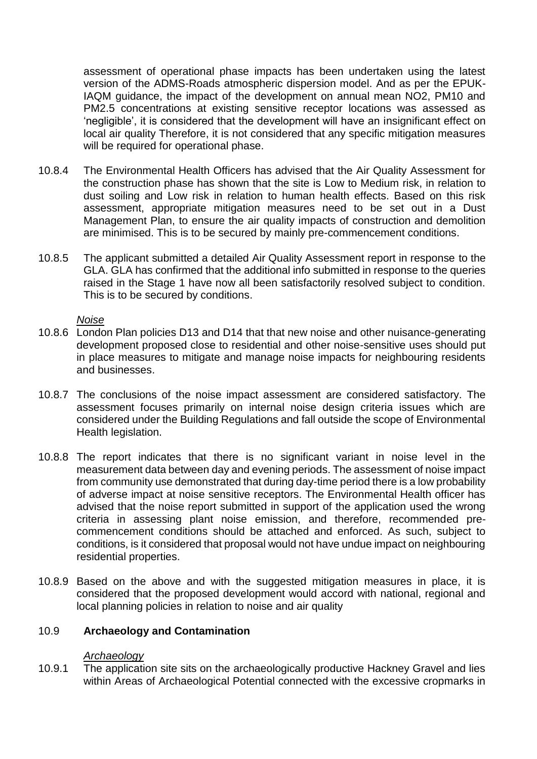assessment of operational phase impacts has been undertaken using the latest version of the ADMS-Roads atmospheric dispersion model. And as per the EPUK-IAQM guidance, the impact of the development on annual mean $NO_2$, $PM_{10}$ and $PM_{2.5}$ concentrations at existing sensitive receptor locations was assessed as 'negligible', it is considered that the development will have an insignificant effect on local air quality Therefore, it is not considered that any specific mitigation measures will be required for operational phase.

10.8.4 The Environmental Health Officers has advised that the Air Quality Assessment for the construction phase has shown that the site is Low to Medium risk, in relation to dust soiling and Low risk in relation to human health effects. Based on this risk assessment, appropriate mitigation measures need to be set out in a Dust Management Plan, to ensure the air quality impacts of construction and demolition are minimised. This is to be secured by mainly pre-commencement conditions.

10.8.5 The applicant submitted a detailed Air Quality Assessment report in response to the GLA. GLA has confirmed that the additional info submitted in response to the queries raised in the Stage 1 have now all been satisfactorily resolved subject to condition. This is to be secured by conditions.

*Noise*

10.8.6 London Plan policies D13 and D14 that that new noise and other nuisance-generating development proposed close to residential and other noise-sensitive uses should put in place measures to mitigate and manage noise impacts for neighbouring residents and businesses.

10.8.7 The conclusions of the noise impact assessment are considered satisfactory. The assessment focuses primarily on internal noise design criteria issues which are considered under the Building Regulations and fall outside the scope of Environmental Health legislation.

10.8.8 The report indicates that there is no significant variant in noise level in the measurement data between day and evening periods. The assessment of noise impact from community use demonstrated that during day-time period there is a low probability of adverse impact at noise sensitive receptors. The Environmental Health officer has advised that the noise report submitted in support of the application used the wrong criteria in assessing plant noise emission, and therefore, recommended pre-commencement conditions should be attached and enforced. As such, subject to conditions, is it considered that proposal would not have undue impact on neighbouring residential properties.

10.8.9 Based on the above and with the suggested mitigation measures in place, it is considered that the proposed development would accord with national, regional and local planning policies in relation to noise and air quality

## 10.9 **Archaeology and Contamination**

*Archaeology*

10.9.1 The application site sits on the archaeologically productive Hackney Gravel and lies within Areas of Archaeological Potential connected with the excessive cropmarks in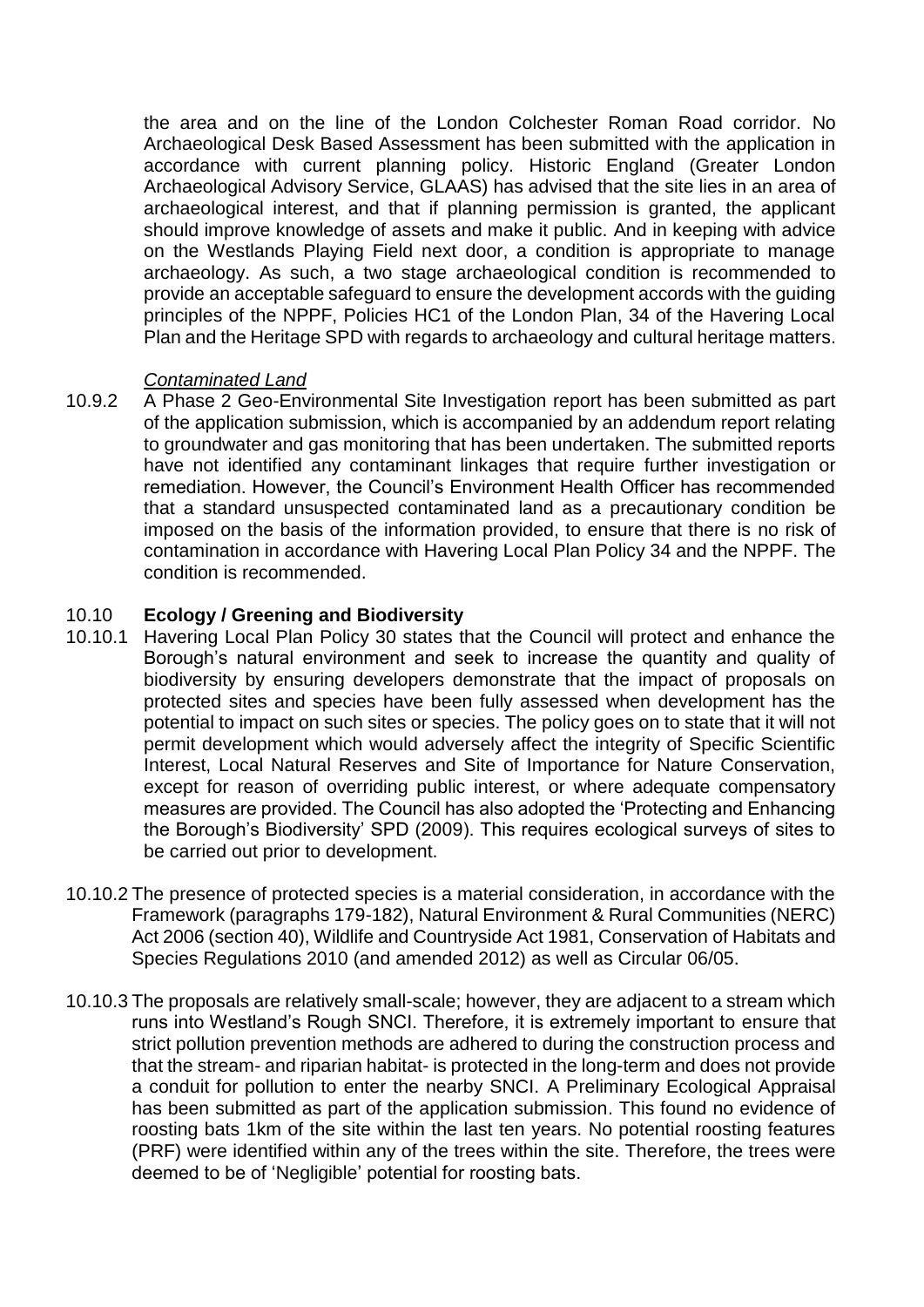the area and on the line of the London Colchester Roman Road corridor. No Archaeological Desk Based Assessment has been submitted with the application in accordance with current planning policy. Historic England (Greater London Archaeological Advisory Service, GLAAS) has advised that the site lies in an area of archaeological interest, and that if planning permission is granted, the applicant should improve knowledge of assets and make it public. And in keeping with advice on the Westlands Playing Field next door, a condition is appropriate to manage archaeology. As such, a two stage archaeological condition is recommended to provide an acceptable safeguard to ensure the development accords with the guiding principles of the NPPF, Policies HC1 of the London Plan, 34 of the Havering Local Plan and the Heritage SPD with regards to archaeology and cultural heritage matters.

*Contaminated Land*

10.9.2 A Phase 2 Geo-Environmental Site Investigation report has been submitted as part of the application submission, which is accompanied by an addendum report relating to groundwater and gas monitoring that has been undertaken. The submitted reports have not identified any contaminant linkages that require further investigation or remediation. However, the Council's Environment Health Officer has recommended that a standard unsuspected contaminated land as a precautionary condition be imposed on the basis of the information provided, to ensure that there is no risk of contamination in accordance with Havering Local Plan Policy 34 and the NPPF. The condition is recommended.

## 10.10 Ecology / Greening and Biodiversity

10.10.1 Havering Local Plan Policy 30 states that the Council will protect and enhance the Borough's natural environment and seek to increase the quantity and quality of biodiversity by ensuring developers demonstrate that the impact of proposals on protected sites and species have been fully assessed when development has the potential to impact on such sites or species. The policy goes on to state that it will not permit development which would adversely affect the integrity of Specific Scientific Interest, Local Natural Reserves and Site of Importance for Nature Conservation, except for reason of overriding public interest, or where adequate compensatory measures are provided. The Council has also adopted the 'Protecting and Enhancing the Borough's Biodiversity' SPD (2009). This requires ecological surveys of sites to be carried out prior to development.

10.10.2 The presence of protected species is a material consideration, in accordance with the Framework (paragraphs 179-182), Natural Environment & Rural Communities (NERC) Act 2006 (section 40), Wildlife and Countryside Act 1981, Conservation of Habitats and Species Regulations 2010 (and amended 2012) as well as Circular 06/05.

10.10.3 The proposals are relatively small-scale; however, they are adjacent to a stream which runs into Westland's Rough SNCI. Therefore, it is extremely important to ensure that strict pollution prevention methods are adhered to during the construction process and that the stream- and riparian habitat- is protected in the long-term and does not provide a conduit for pollution to enter the nearby SNCI. A Preliminary Ecological Appraisal has been submitted as part of the application submission. This found no evidence of roosting bats 1km of the site within the last ten years. No potential roosting features (PRF) were identified within any of the trees within the site. Therefore, the trees were deemed to be of 'Negligible' potential for roosting bats.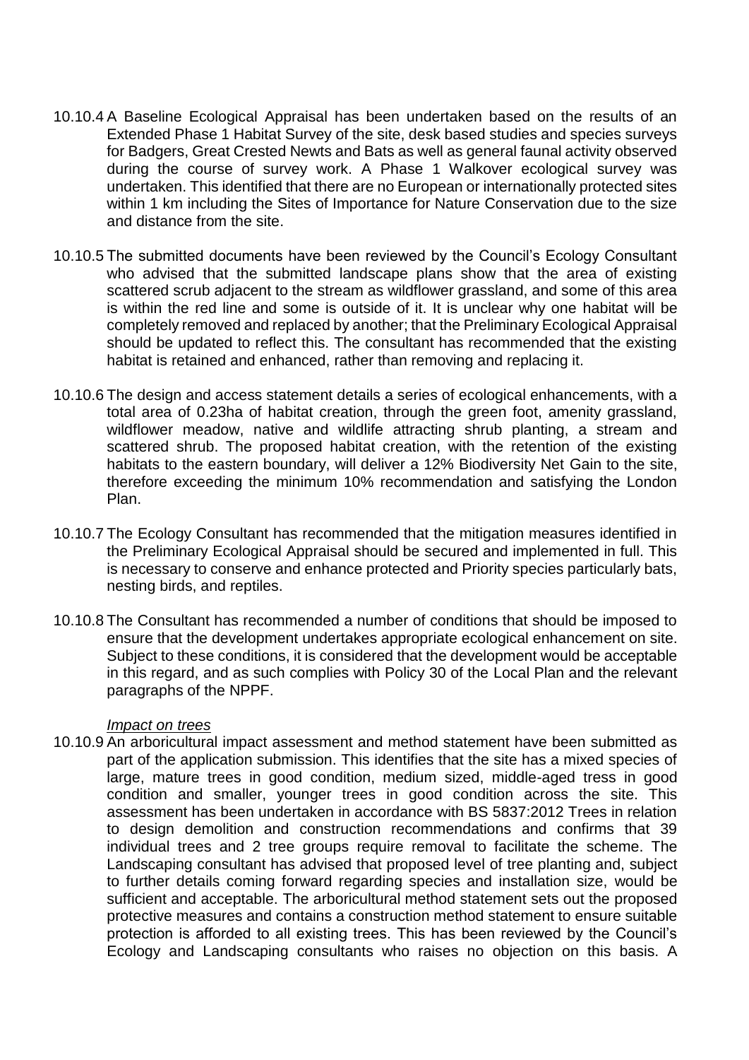10.10.4 A Baseline Ecological Appraisal has been undertaken based on the results of an Extended Phase 1 Habitat Survey of the site, desk based studies and species surveys for Badgers, Great Crested Newts and Bats as well as general faunal activity observed during the course of survey work. A Phase 1 Walkover ecological survey was undertaken. This identified that there are no European or internationally protected sites within 1 km including the Sites of Importance for Nature Conservation due to the size and distance from the site.

10.10.5 The submitted documents have been reviewed by the Council's Ecology Consultant who advised that the submitted landscape plans show that the area of existing scattered scrub adjacent to the stream as wildflower grassland, and some of this area is within the red line and some is outside of it. It is unclear why one habitat will be completely removed and replaced by another; that the Preliminary Ecological Appraisal should be updated to reflect this. The consultant has recommended that the existing habitat is retained and enhanced, rather than removing and replacing it.

10.10.6 The design and access statement details a series of ecological enhancements, with a total area of 0.23ha of habitat creation, through the green foot, amenity grassland, wildflower meadow, native and wildlife attracting shrub planting, a stream and scattered shrub. The proposed habitat creation, with the retention of the existing habitats to the eastern boundary, will deliver a 12% Biodiversity Net Gain to the site, therefore exceeding the minimum 10% recommendation and satisfying the London Plan.

10.10.7 The Ecology Consultant has recommended that the mitigation measures identified in the Preliminary Ecological Appraisal should be secured and implemented in full. This is necessary to conserve and enhance protected and Priority species particularly bats, nesting birds, and reptiles.

10.10.8 The Consultant has recommended a number of conditions that should be imposed to ensure that the development undertakes appropriate ecological enhancement on site. Subject to these conditions, it is considered that the development would be acceptable in this regard, and as such complies with Policy 30 of the Local Plan and the relevant paragraphs of the NPPF.

*Impact on trees*

10.10.9 An arboricultural impact assessment and method statement have been submitted as part of the application submission. This identifies that the site has a mixed species of large, mature trees in good condition, medium sized, middle-aged tress in good condition and smaller, younger trees in good condition across the site. This assessment has been undertaken in accordance with BS 5837:2012 Trees in relation to design demolition and construction recommendations and confirms that 39 individual trees and 2 tree groups require removal to facilitate the scheme. The Landscaping consultant has advised that proposed level of tree planting and, subject to further details coming forward regarding species and installation size, would be sufficient and acceptable. The arboricultural method statement sets out the proposed protective measures and contains a construction method statement to ensure suitable protection is afforded to all existing trees. This has been reviewed by the Council's Ecology and Landscaping consultants who raises no objection on this basis. A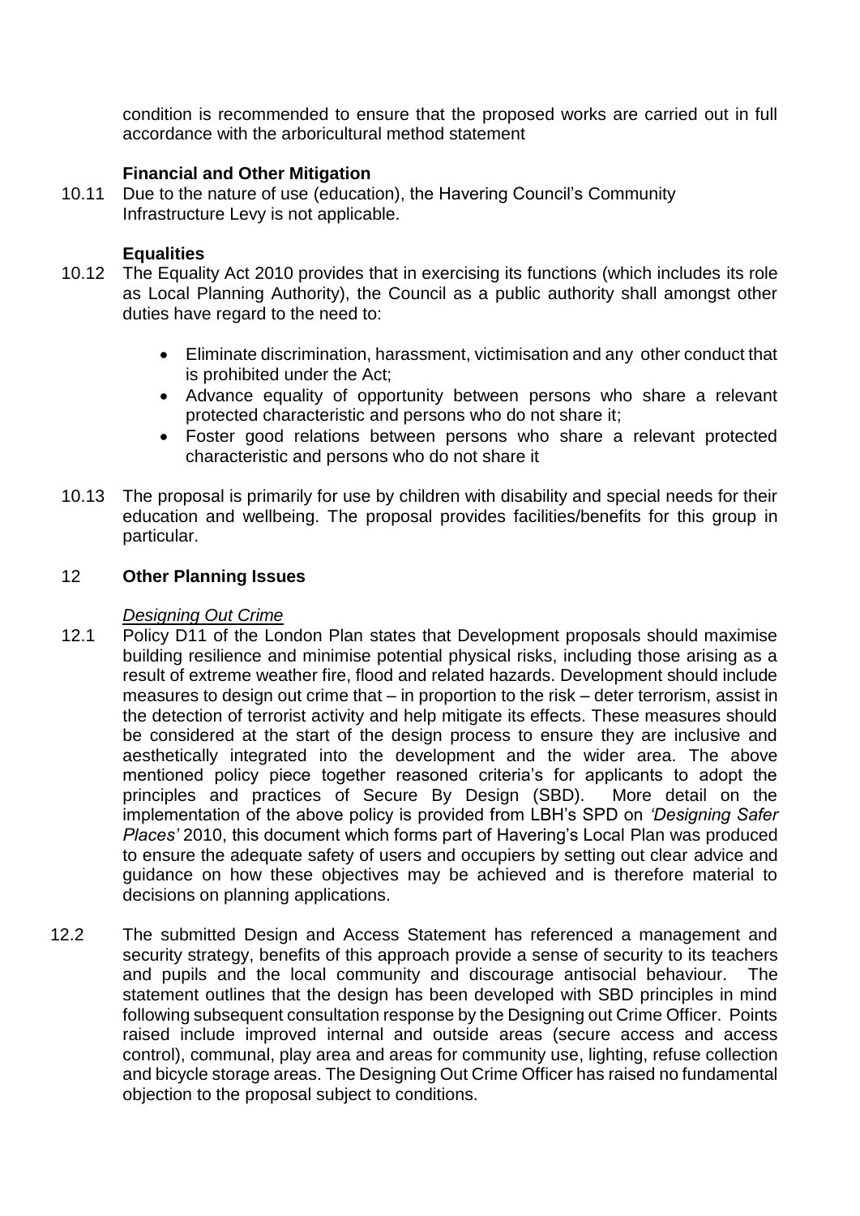condition is recommended to ensure that the proposed works are carried out in full accordance with the arboricultural method statement

**Financial and Other Mitigation**

10.11 Due to the nature of use (education), the Havering Council's Community Infrastructure Levy is not applicable.

**Equalities**

10.12 The Equality Act 2010 provides that in exercising its functions (which includes its role as Local Planning Authority), the Council as a public authority shall amongst other duties have regard to the need to:

- Eliminate discrimination, harassment, victimisation and any other conduct that is prohibited under the Act;
- Advance equality of opportunity between persons who share a relevant protected characteristic and persons who do not share it;
- Foster good relations between persons who share a relevant protected characteristic and persons who do not share it

10.13 The proposal is primarily for use by children with disability and special needs for their education and wellbeing. The proposal provides facilities/benefits for this group in particular.

## 12 Other Planning Issues

*Designing Out Crime*

12.1 Policy D11 of the London Plan states that Development proposals should maximise building resilience and minimise potential physical risks, including those arising as a result of extreme weather fire, flood and related hazards. Development should include measures to design out crime that – in proportion to the risk – deter terrorism, assist in the detection of terrorist activity and help mitigate its effects. These measures should be considered at the start of the design process to ensure they are inclusive and aesthetically integrated into the development and the wider area. The above mentioned policy piece together reasoned criteria's for applicants to adopt the principles and practices of Secure By Design (SBD). More detail on the implementation of the above policy is provided from LBH's SPD on *'Designing Safer Places'* 2010, this document which forms part of Havering's Local Plan was produced to ensure the adequate safety of users and occupiers by setting out clear advice and guidance on how these objectives may be achieved and is therefore material to decisions on planning applications.

12.2 The submitted Design and Access Statement has referenced a management and security strategy, benefits of this approach provide a sense of security to its teachers and pupils and the local community and discourage antisocial behaviour. The statement outlines that the design has been developed with SBD principles in mind following subsequent consultation response by the Designing out Crime Officer. Points raised include improved internal and outside areas (secure access and access control), communal, play area and areas for community use, lighting, refuse collection and bicycle storage areas. The Designing Out Crime Officer has raised no fundamental objection to the proposal subject to conditions.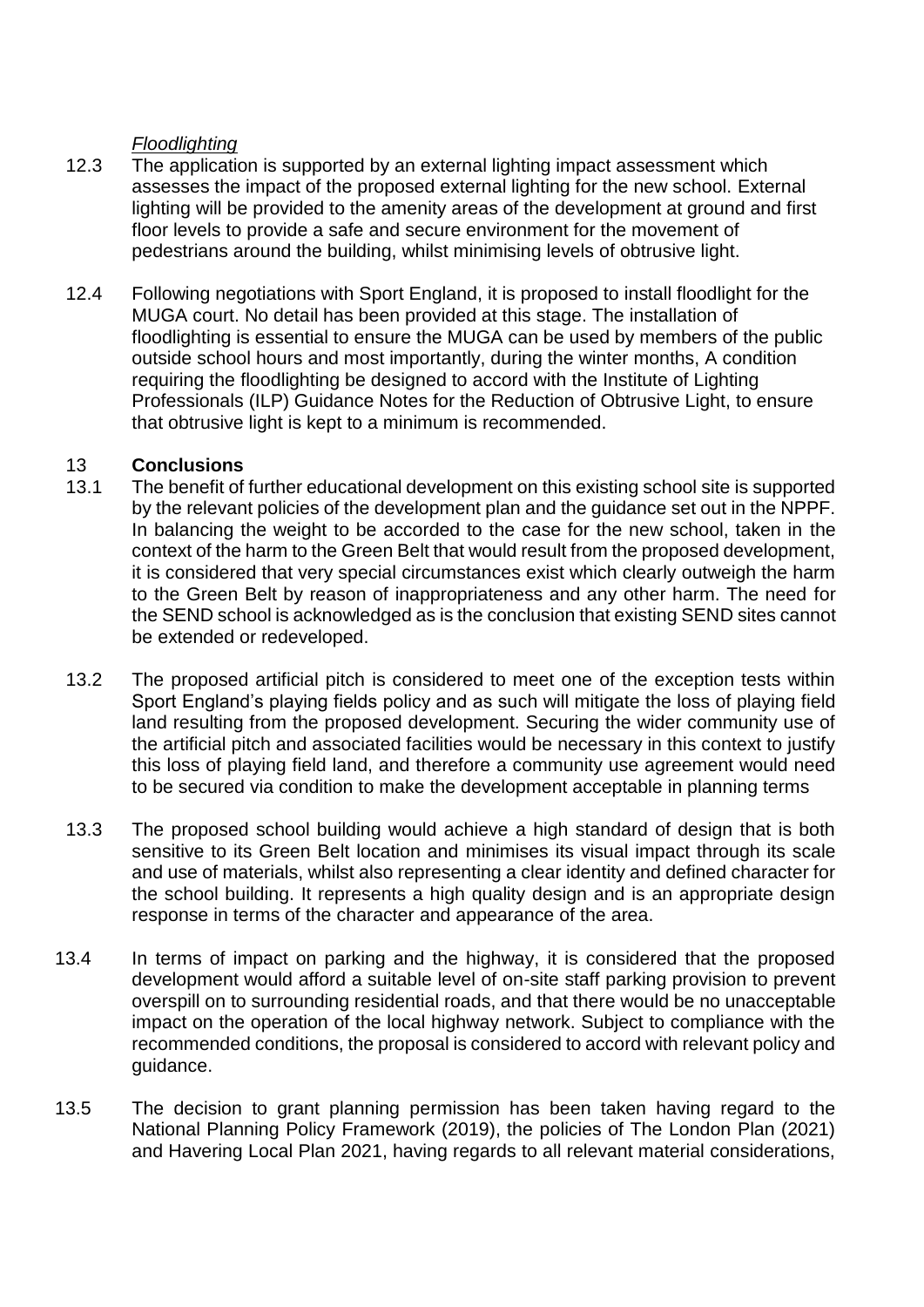*Floodlighting*

12.3 The application is supported by an external lighting impact assessment which assesses the impact of the proposed external lighting for the new school. External lighting will be provided to the amenity areas of the development at ground and first floor levels to provide a safe and secure environment for the movement of pedestrians around the building, whilst minimising levels of obtrusive light.

12.4 Following negotiations with Sport England, it is proposed to install floodlight for the MUGA court. No detail has been provided at this stage. The installation of floodlighting is essential to ensure the MUGA can be used by members of the public outside school hours and most importantly, during the winter months, A condition requiring the floodlighting be designed to accord with the Institute of Lighting Professionals (ILP) Guidance Notes for the Reduction of Obtrusive Light, to ensure that obtrusive light is kept to a minimum is recommended.

## 13 Conclusions

13.1 The benefit of further educational development on this existing school site is supported by the relevant policies of the development plan and the guidance set out in the NPPF. In balancing the weight to be accorded to the case for the new school, taken in the context of the harm to the Green Belt that would result from the proposed development, it is considered that very special circumstances exist which clearly outweigh the harm to the Green Belt by reason of inappropriateness and any other harm. The need for the SEND school is acknowledged as is the conclusion that existing SEND sites cannot be extended or redeveloped.

13.2 The proposed artificial pitch is considered to meet one of the exception tests within Sport England's playing fields policy and as such will mitigate the loss of playing field land resulting from the proposed development. Securing the wider community use of the artificial pitch and associated facilities would be necessary in this context to justify this loss of playing field land, and therefore a community use agreement would need to be secured via condition to make the development acceptable in planning terms

13.3 The proposed school building would achieve a high standard of design that is both sensitive to its Green Belt location and minimises its visual impact through its scale and use of materials, whilst also representing a clear identity and defined character for the school building. It represents a high quality design and is an appropriate design response in terms of the character and appearance of the area.

13.4 In terms of impact on parking and the highway, it is considered that the proposed development would afford a suitable level of on-site staff parking provision to prevent overspill on to surrounding residential roads, and that there would be no unacceptable impact on the operation of the local highway network. Subject to compliance with the recommended conditions, the proposal is considered to accord with relevant policy and guidance.

13.5 The decision to grant planning permission has been taken having regard to the National Planning Policy Framework (2019), the policies of The London Plan (2021) and Havering Local Plan 2021, having regards to all relevant material considerations,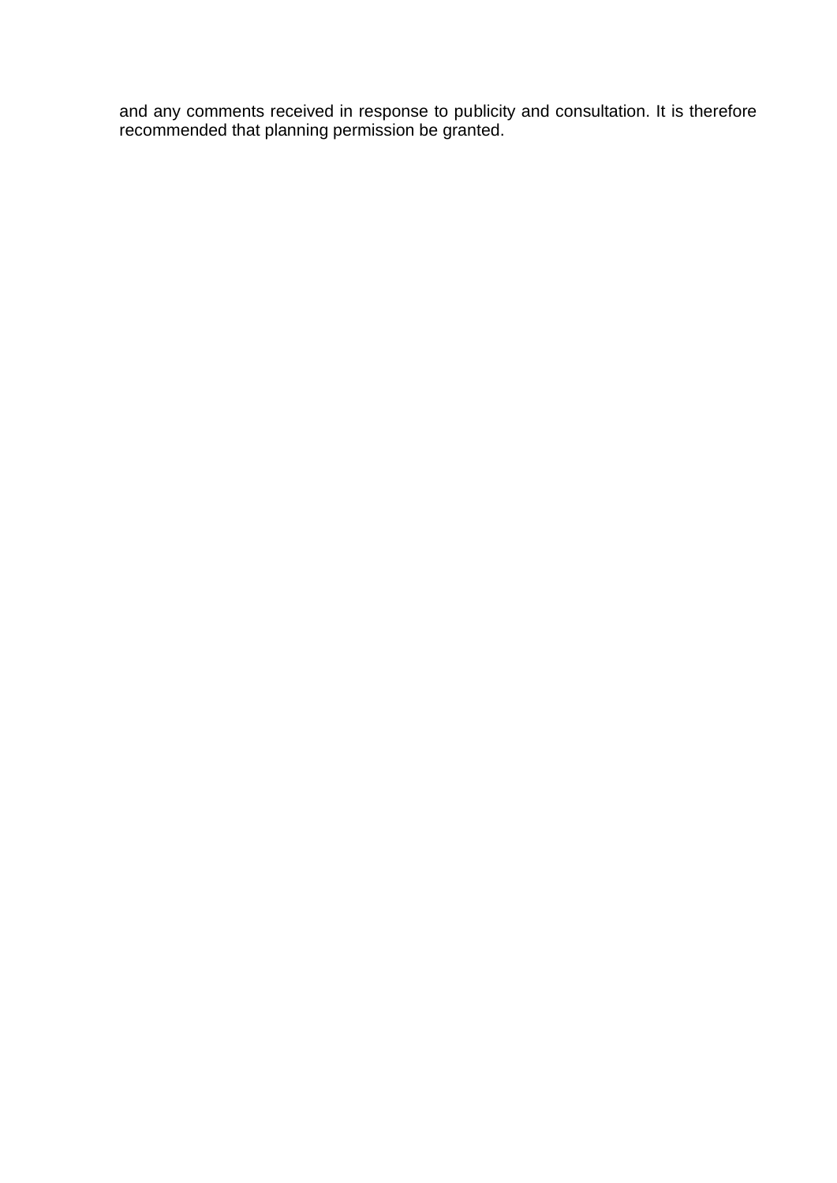and any comments received in response to publicity and consultation. It is therefore recommended that planning permission be granted.